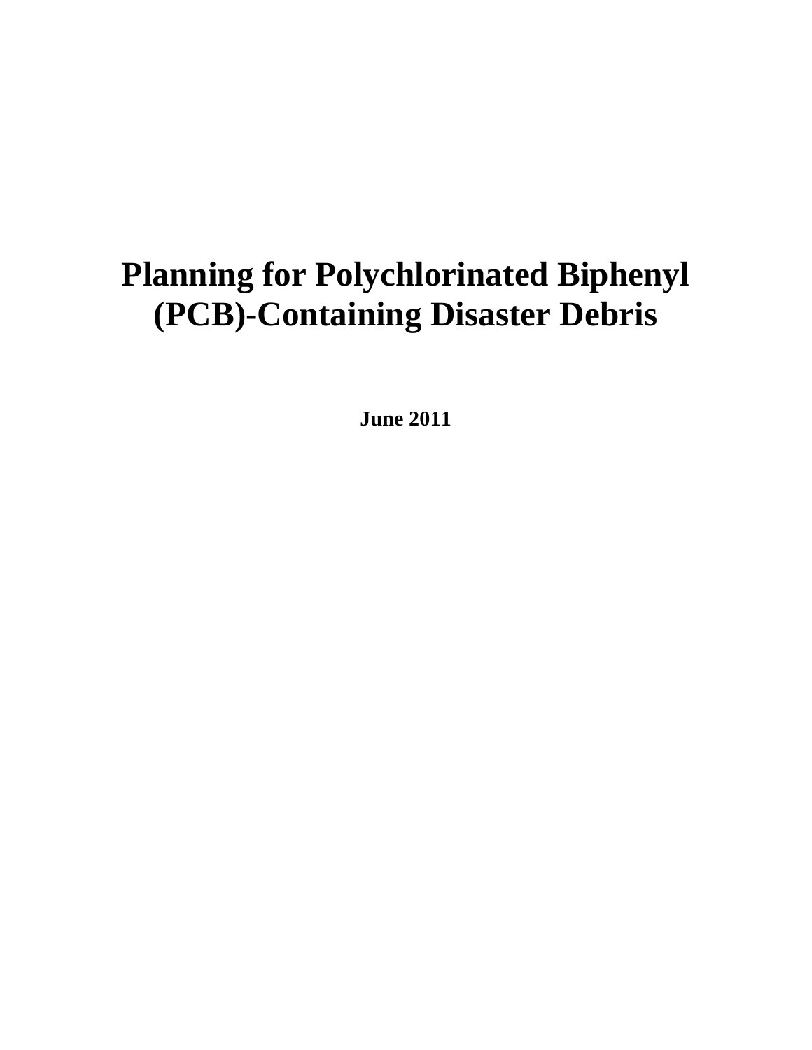# Planning for Polychlorinated Biphenyl (PCB)-Containing Disaster Debris

**June 2011**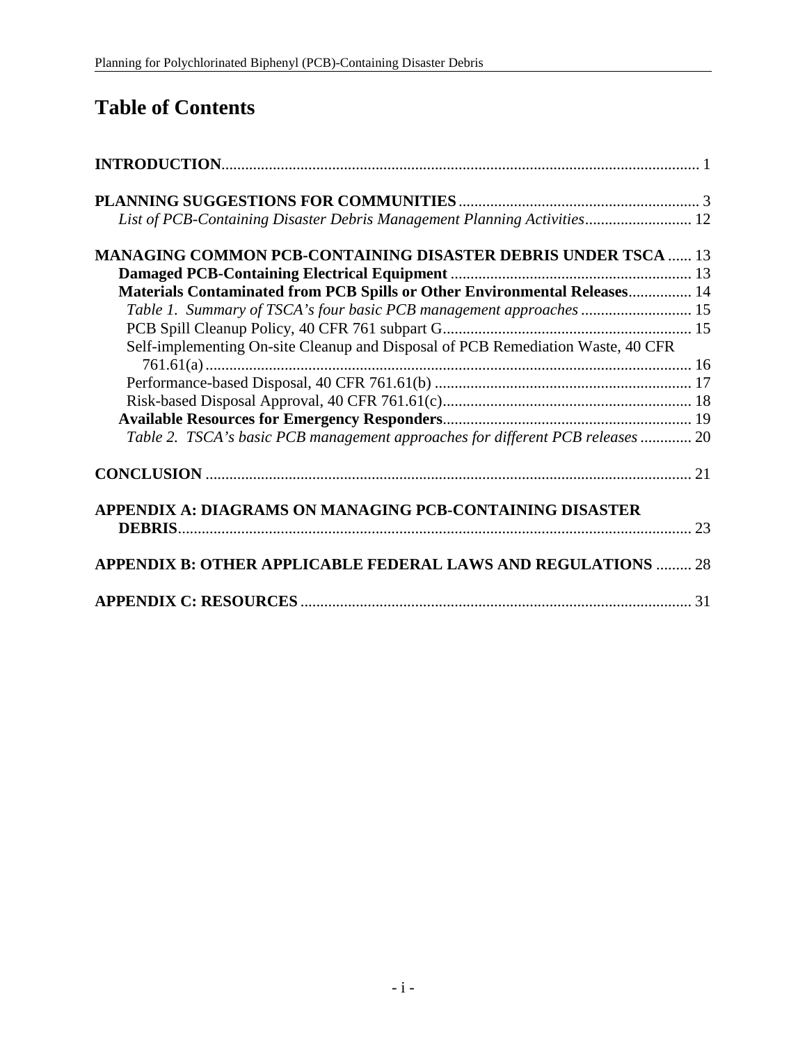# Table of Contents

**INTRODUCTION** ........ 1

**PLANNING SUGGESTIONS FOR COMMUNITIES** ........ 3

*List of PCB-Containing Disaster Debris Management Planning Activities* ........ 12

**MANAGING COMMON PCB-CONTAINING DISASTER DEBRIS UNDER TSCA** ........ 13

- **Damaged PCB-Containing Electrical Equipment** ........ 13
- **Materials Contaminated from PCB Spills or Other Environmental Releases** ........ 14
  - *Table 1. Summary of TSCA's four basic PCB management approaches* ........ 15
  - PCB Spill Cleanup Policy, 40 CFR 761 subpart G ........ 15
  - Self-implementing On-site Cleanup and Disposal of PCB Remediation Waste, 40 CFR 761.61(a) ........ 16
  - Performance-based Disposal, 40 CFR 761.61(b) ........ 17
  - Risk-based Disposal Approval, 40 CFR 761.61(c) ........ 18
- **Available Resources for Emergency Responders** ........ 19
  - *Table 2. TSCA's basic PCB management approaches for different PCB releases* ........ 20

**CONCLUSION** ........ 21

**APPENDIX A: DIAGRAMS ON MANAGING PCB-CONTAINING DISASTER DEBRIS** ........ 23

**APPENDIX B: OTHER APPLICABLE FEDERAL LAWS AND REGULATIONS** ........ 28

**APPENDIX C: RESOURCES** ........ 31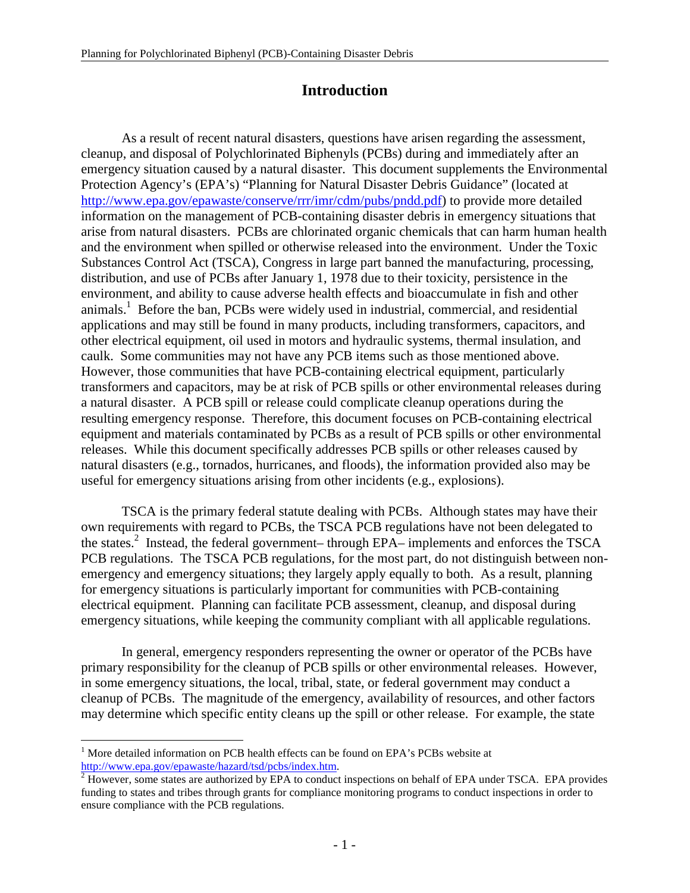# Introduction

As a result of recent natural disasters, questions have arisen regarding the assessment, cleanup, and disposal of Polychlorinated Biphenyls (PCBs) during and immediately after an emergency situation caused by a natural disaster. This document supplements the Environmental Protection Agency's (EPA's) "Planning for Natural Disaster Debris Guidance" (located at http://www.epa.gov/epawaste/conserve/rrr/imr/cdm/pubs/pndd.pdf) to provide more detailed information on the management of PCB-containing disaster debris in emergency situations that arise from natural disasters. PCBs are chlorinated organic chemicals that can harm human health and the environment when spilled or otherwise released into the environment. Under the Toxic Substances Control Act (TSCA), Congress in large part banned the manufacturing, processing, distribution, and use of PCBs after January 1, 1978 due to their toxicity, persistence in the environment, and ability to cause adverse health effects and bioaccumulate in fish and other animals.[1] Before the ban, PCBs were widely used in industrial, commercial, and residential applications and may still be found in many products, including transformers, capacitors, and other electrical equipment, oil used in motors and hydraulic systems, thermal insulation, and caulk. Some communities may not have any PCB items such as those mentioned above. However, those communities that have PCB-containing electrical equipment, particularly transformers and capacitors, may be at risk of PCB spills or other environmental releases during a natural disaster. A PCB spill or release could complicate cleanup operations during the resulting emergency response. Therefore, this document focuses on PCB-containing electrical equipment and materials contaminated by PCBs as a result of PCB spills or other environmental releases. While this document specifically addresses PCB spills or other releases caused by natural disasters (e.g., tornados, hurricanes, and floods), the information provided also may be useful for emergency situations arising from other incidents (e.g., explosions).

TSCA is the primary federal statute dealing with PCBs. Although states may have their own requirements with regard to PCBs, the TSCA PCB regulations have not been delegated to the states.[2] Instead, the federal government– through EPA– implements and enforces the TSCA PCB regulations. The TSCA PCB regulations, for the most part, do not distinguish between non-emergency and emergency situations; they largely apply equally to both. As a result, planning for emergency situations is particularly important for communities with PCB-containing electrical equipment. Planning can facilitate PCB assessment, cleanup, and disposal during emergency situations, while keeping the community compliant with all applicable regulations.

In general, emergency responders representing the owner or operator of the PCBs have primary responsibility for the cleanup of PCB spills or other environmental releases. However, in some emergency situations, the local, tribal, state, or federal government may conduct a cleanup of PCBs. The magnitude of the emergency, availability of resources, and other factors may determine which specific entity cleans up the spill or other release. For example, the state

---

[1] More detailed information on PCB health effects can be found on EPA's PCBs website at http://www.epa.gov/epawaste/hazard/tsd/pcbs/index.htm.

[2] However, some states are authorized by EPA to conduct inspections on behalf of EPA under TSCA. EPA provides funding to states and tribes through grants for compliance monitoring programs to conduct inspections in order to ensure compliance with the PCB regulations.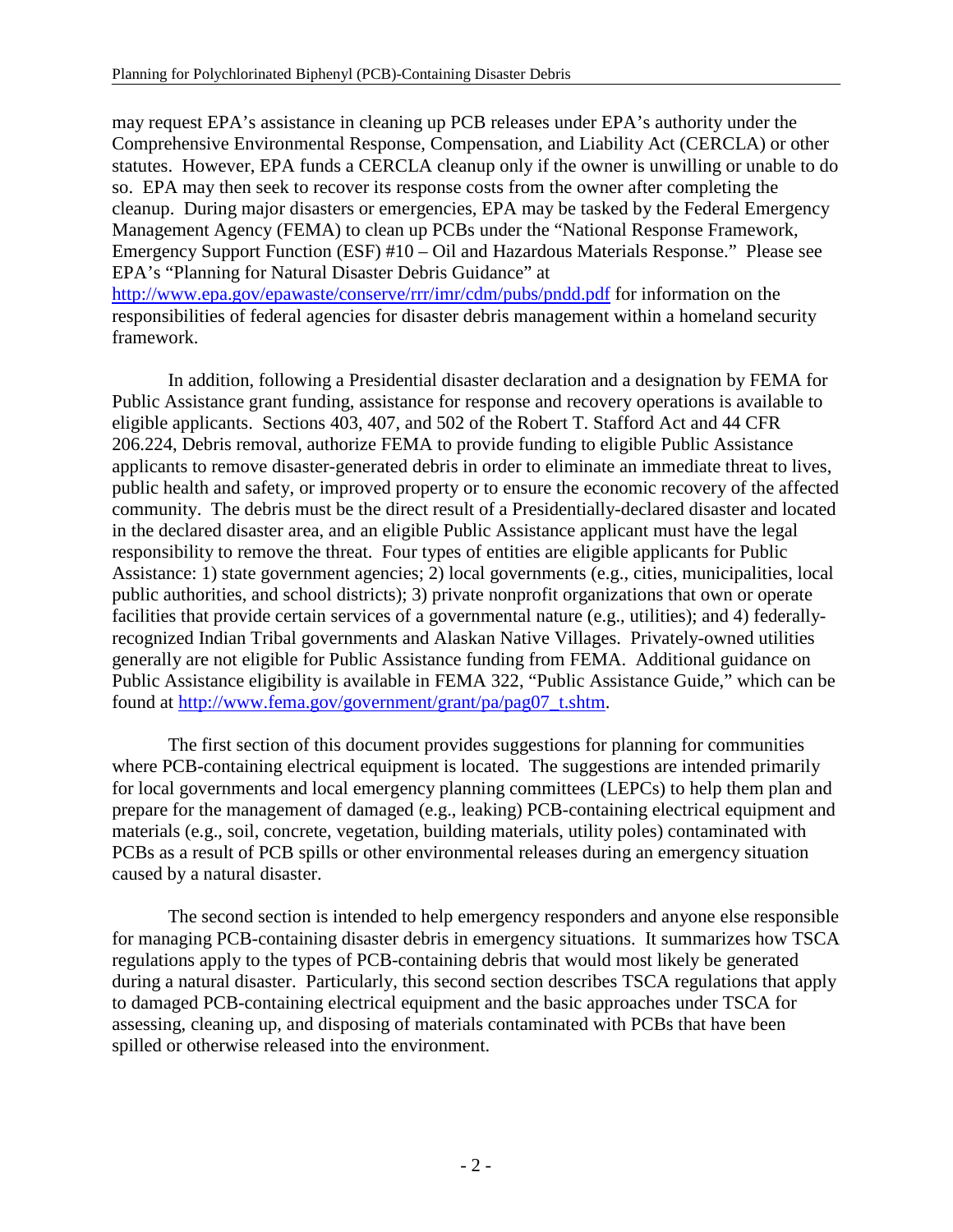may request EPA's assistance in cleaning up PCB releases under EPA's authority under the Comprehensive Environmental Response, Compensation, and Liability Act (CERCLA) or other statutes. However, EPA funds a CERCLA cleanup only if the owner is unwilling or unable to do so. EPA may then seek to recover its response costs from the owner after completing the cleanup. During major disasters or emergencies, EPA may be tasked by the Federal Emergency Management Agency (FEMA) to clean up PCBs under the "National Response Framework, Emergency Support Function (ESF) #10 – Oil and Hazardous Materials Response." Please see EPA's "Planning for Natural Disaster Debris Guidance" at http://www.epa.gov/epawaste/conserve/rrr/imr/cdm/pubs/pndd.pdf for information on the responsibilities of federal agencies for disaster debris management within a homeland security framework.

In addition, following a Presidential disaster declaration and a designation by FEMA for Public Assistance grant funding, assistance for response and recovery operations is available to eligible applicants. Sections 403, 407, and 502 of the Robert T. Stafford Act and 44 CFR 206.224, Debris removal, authorize FEMA to provide funding to eligible Public Assistance applicants to remove disaster-generated debris in order to eliminate an immediate threat to lives, public health and safety, or improved property or to ensure the economic recovery of the affected community. The debris must be the direct result of a Presidentially-declared disaster and located in the declared disaster area, and an eligible Public Assistance applicant must have the legal responsibility to remove the threat. Four types of entities are eligible applicants for Public Assistance: 1) state government agencies; 2) local governments (e.g., cities, municipalities, local public authorities, and school districts); 3) private nonprofit organizations that own or operate facilities that provide certain services of a governmental nature (e.g., utilities); and 4) federally-recognized Indian Tribal governments and Alaskan Native Villages. Privately-owned utilities generally are not eligible for Public Assistance funding from FEMA. Additional guidance on Public Assistance eligibility is available in FEMA 322, "Public Assistance Guide," which can be found at http://www.fema.gov/government/grant/pa/pag07_t.shtm.

The first section of this document provides suggestions for planning for communities where PCB-containing electrical equipment is located. The suggestions are intended primarily for local governments and local emergency planning committees (LEPCs) to help them plan and prepare for the management of damaged (e.g., leaking) PCB-containing electrical equipment and materials (e.g., soil, concrete, vegetation, building materials, utility poles) contaminated with PCBs as a result of PCB spills or other environmental releases during an emergency situation caused by a natural disaster.

The second section is intended to help emergency responders and anyone else responsible for managing PCB-containing disaster debris in emergency situations. It summarizes how TSCA regulations apply to the types of PCB-containing debris that would most likely be generated during a natural disaster. Particularly, this second section describes TSCA regulations that apply to damaged PCB-containing electrical equipment and the basic approaches under TSCA for assessing, cleaning up, and disposing of materials contaminated with PCBs that have been spilled or otherwise released into the environment.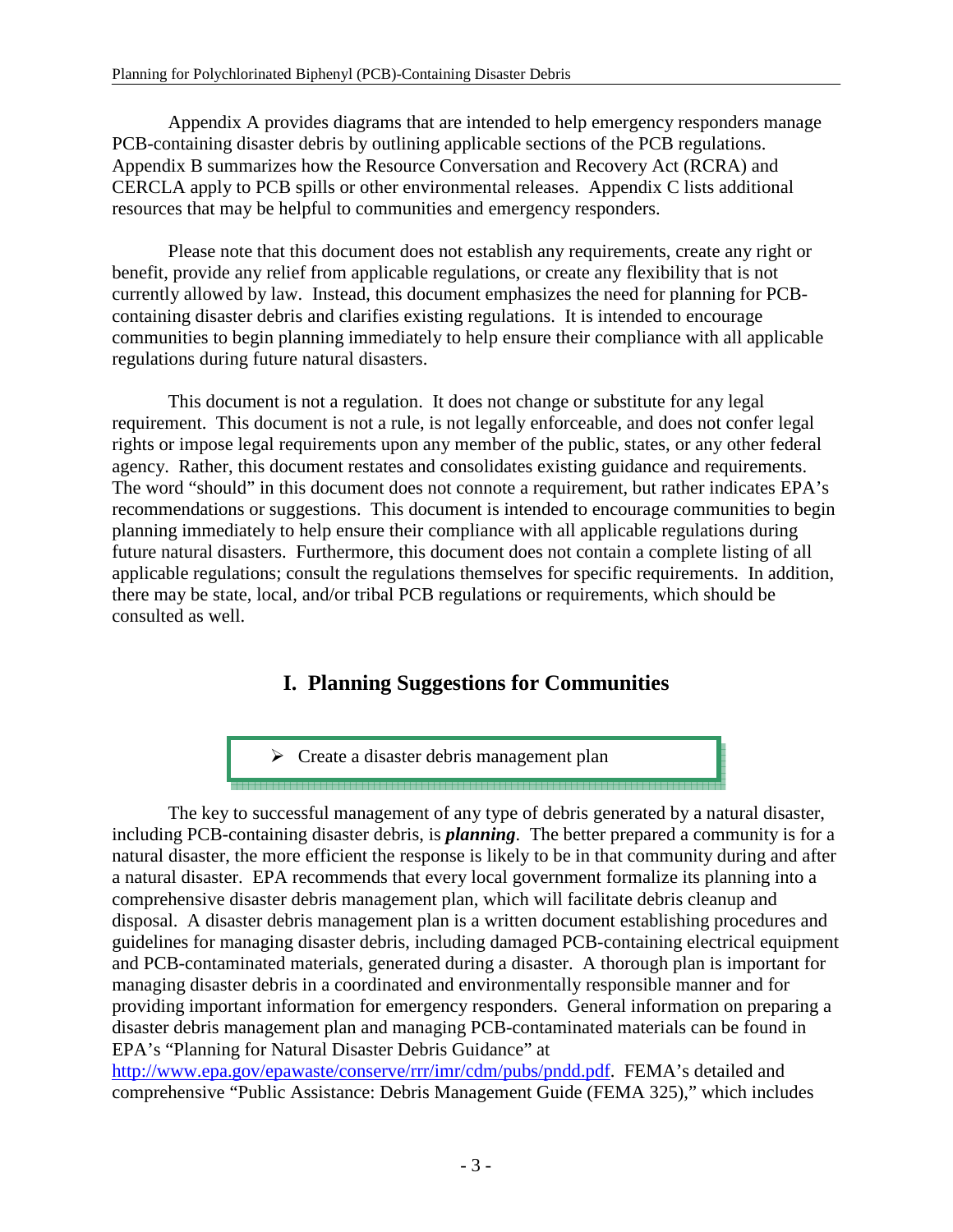Appendix A provides diagrams that are intended to help emergency responders manage PCB-containing disaster debris by outlining applicable sections of the PCB regulations. Appendix B summarizes how the Resource Conservation and Recovery Act (RCRA) and CERCLA apply to PCB spills or other environmental releases. Appendix C lists additional resources that may be helpful to communities and emergency responders.

Please note that this document does not establish any requirements, create any right or benefit, provide any relief from applicable regulations, or create any flexibility that is not currently allowed by law. Instead, this document emphasizes the need for planning for PCB-containing disaster debris and clarifies existing regulations. It is intended to encourage communities to begin planning immediately to help ensure their compliance with all applicable regulations during future natural disasters.

This document is not a regulation. It does not change or substitute for any legal requirement. This document is not a rule, is not legally enforceable, and does not confer legal rights or impose legal requirements upon any member of the public, states, or any other federal agency. Rather, this document restates and consolidates existing guidance and requirements. The word "should" in this document does not connote a requirement, but rather indicates EPA's recommendations or suggestions. This document is intended to encourage communities to begin planning immediately to help ensure their compliance with all applicable regulations during future natural disasters. Furthermore, this document does not contain a complete listing of all applicable regulations; consult the regulations themselves for specific requirements. In addition, there may be state, local, and/or tribal PCB regulations or requirements, which should be consulted as well.

# I. Planning Suggestions for Communities

- Create a disaster debris management plan

The key to successful management of any type of debris generated by a natural disaster, including PCB-containing disaster debris, is ***planning***. The better prepared a community is for a natural disaster, the more efficient the response is likely to be in that community during and after a natural disaster. EPA recommends that every local government formalize its planning into a comprehensive disaster debris management plan, which will facilitate debris cleanup and disposal. A disaster debris management plan is a written document establishing procedures and guidelines for managing disaster debris, including damaged PCB-containing electrical equipment and PCB-contaminated materials, generated during a disaster. A thorough plan is important for managing disaster debris in a coordinated and environmentally responsible manner and for providing important information for emergency responders. General information on preparing a disaster debris management plan and managing PCB-contaminated materials can be found in EPA's "Planning for Natural Disaster Debris Guidance" at http://www.epa.gov/epawaste/conserve/rrr/imr/cdm/pubs/pndd.pdf. FEMA's detailed and comprehensive "Public Assistance: Debris Management Guide (FEMA 325)," which includes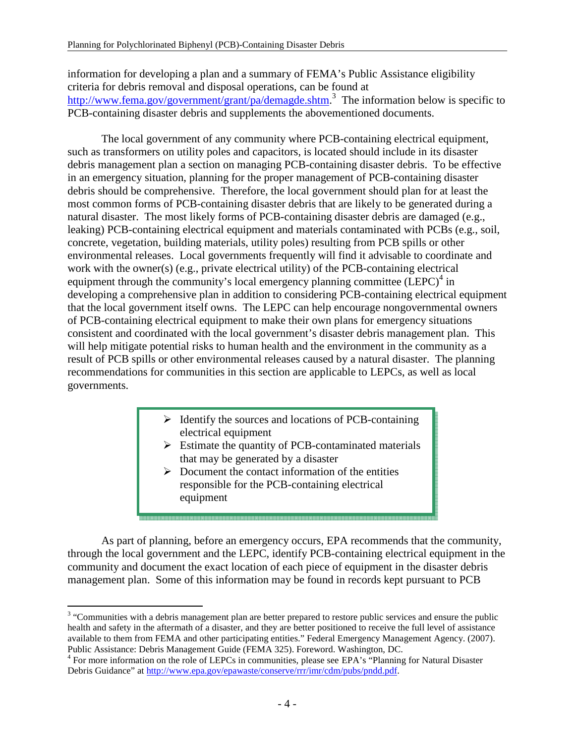information for developing a plan and a summary of FEMA's Public Assistance eligibility criteria for debris removal and disposal operations, can be found at http://www.fema.gov/government/grant/pa/demagde.shtm.[3] The information below is specific to PCB-containing disaster debris and supplements the abovementioned documents.

The local government of any community where PCB-containing electrical equipment, such as transformers on utility poles and capacitors, is located should include in its disaster debris management plan a section on managing PCB-containing disaster debris. To be effective in an emergency situation, planning for the proper management of PCB-containing disaster debris should be comprehensive. Therefore, the local government should plan for at least the most common forms of PCB-containing disaster debris that are likely to be generated during a natural disaster. The most likely forms of PCB-containing disaster debris are damaged (e.g., leaking) PCB-containing electrical equipment and materials contaminated with PCBs (e.g., soil, concrete, vegetation, building materials, utility poles) resulting from PCB spills or other environmental releases. Local governments frequently will find it advisable to coordinate and work with the owner(s) (e.g., private electrical utility) of the PCB-containing electrical equipment through the community's local emergency planning committee (LEPC)[4] in developing a comprehensive plan in addition to considering PCB-containing electrical equipment that the local government itself owns. The LEPC can help encourage nongovernmental owners of PCB-containing electrical equipment to make their own plans for emergency situations consistent and coordinated with the local government's disaster debris management plan. This will help mitigate potential risks to human health and the environment in the community as a result of PCB spills or other environmental releases caused by a natural disaster. The planning recommendations for communities in this section are applicable to LEPCs, as well as local governments.

> - Identify the sources and locations of PCB-containing electrical equipment
> - Estimate the quantity of PCB-contaminated materials that may be generated by a disaster
> - Document the contact information of the entities responsible for the PCB-containing electrical equipment

As part of planning, before an emergency occurs, EPA recommends that the community, through the local government and the LEPC, identify PCB-containing electrical equipment in the community and document the exact location of each piece of equipment in the disaster debris management plan. Some of this information may be found in records kept pursuant to PCB

---

[3] "Communities with a debris management plan are better prepared to restore public services and ensure the public health and safety in the aftermath of a disaster, and they are better positioned to receive the full level of assistance available to them from FEMA and other participating entities." Federal Emergency Management Agency. (2007). Public Assistance: Debris Management Guide (FEMA 325). Foreword. Washington, DC.

[4] For more information on the role of LEPCs in communities, please see EPA's "Planning for Natural Disaster Debris Guidance" at http://www.epa.gov/epawaste/conserve/rrr/imr/cdm/pubs/pndd.pdf.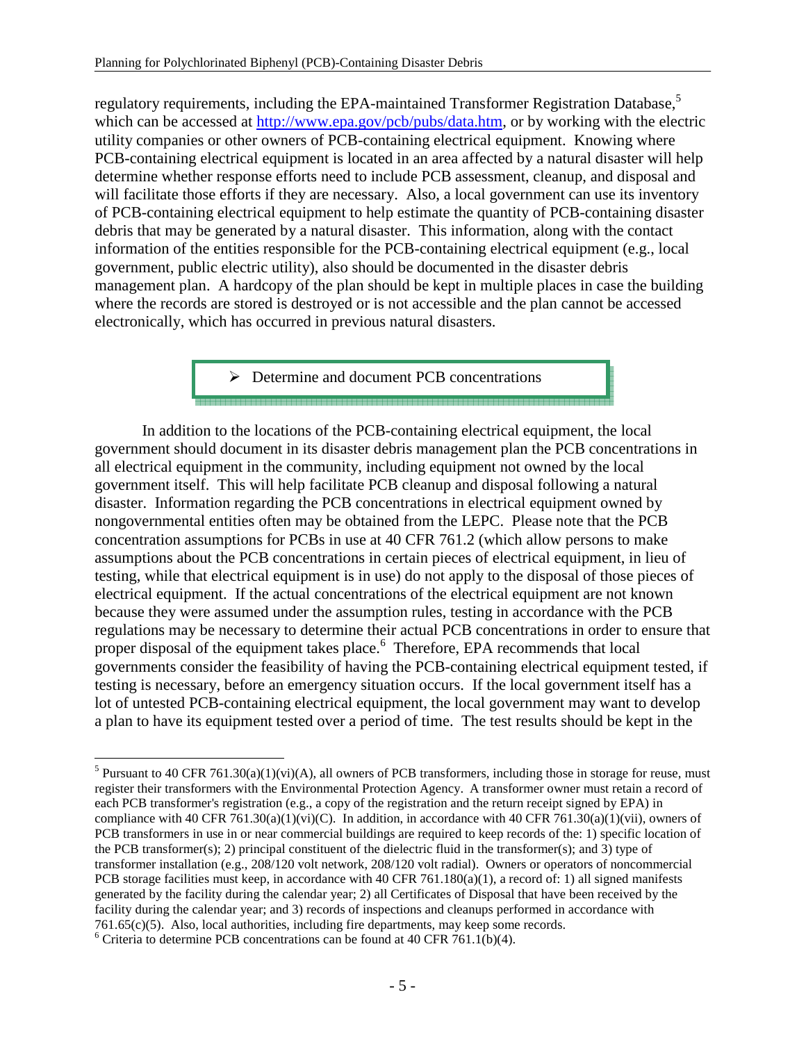regulatory requirements, including the EPA-maintained Transformer Registration Database,[5] which can be accessed at http://www.epa.gov/pcb/pubs/data.htm, or by working with the electric utility companies or other owners of PCB-containing electrical equipment. Knowing where PCB-containing electrical equipment is located in an area affected by a natural disaster will help determine whether response efforts need to include PCB assessment, cleanup, and disposal and will facilitate those efforts if they are necessary. Also, a local government can use its inventory of PCB-containing electrical equipment to help estimate the quantity of PCB-containing disaster debris that may be generated by a natural disaster. This information, along with the contact information of the entities responsible for the PCB-containing electrical equipment (e.g., local government, public electric utility), also should be documented in the disaster debris management plan. A hardcopy of the plan should be kept in multiple places in case the building where the records are stored is destroyed or is not accessible and the plan cannot be accessed electronically, which has occurred in previous natural disasters.

> - Determine and document PCB concentrations

In addition to the locations of the PCB-containing electrical equipment, the local government should document in its disaster debris management plan the PCB concentrations in all electrical equipment in the community, including equipment not owned by the local government itself. This will help facilitate PCB cleanup and disposal following a natural disaster. Information regarding the PCB concentrations in electrical equipment owned by nongovernmental entities often may be obtained from the LEPC. Please note that the PCB concentration assumptions for PCBs in use at 40 CFR 761.2 (which allow persons to make assumptions about the PCB concentrations in certain pieces of electrical equipment, in lieu of testing, while that electrical equipment is in use) do not apply to the disposal of those pieces of electrical equipment. If the actual concentrations of the electrical equipment are not known because they were assumed under the assumption rules, testing in accordance with the PCB regulations may be necessary to determine their actual PCB concentrations in order to ensure that proper disposal of the equipment takes place.[6] Therefore, EPA recommends that local governments consider the feasibility of having the PCB-containing electrical equipment tested, if testing is necessary, before an emergency situation occurs. If the local government itself has a lot of untested PCB-containing electrical equipment, the local government may want to develop a plan to have its equipment tested over a period of time. The test results should be kept in the

---

[5] Pursuant to 40 CFR 761.30(a)(1)(vi)(A), all owners of PCB transformers, including those in storage for reuse, must register their transformers with the Environmental Protection Agency. A transformer owner must retain a record of each PCB transformer's registration (e.g., a copy of the registration and the return receipt signed by EPA) in compliance with 40 CFR 761.30(a)(1)(vi)(C). In addition, in accordance with 40 CFR 761.30(a)(1)(vii), owners of PCB transformers in use in or near commercial buildings are required to keep records of the: 1) specific location of the PCB transformer(s); 2) principal constituent of the dielectric fluid in the transformer(s); and 3) type of transformer installation (e.g., 208/120 volt network, 208/120 volt radial). Owners or operators of noncommercial PCB storage facilities must keep, in accordance with 40 CFR 761.180(a)(1), a record of: 1) all signed manifests generated by the facility during the calendar year; 2) all Certificates of Disposal that have been received by the facility during the calendar year; and 3) records of inspections and cleanups performed in accordance with 761.65(c)(5). Also, local authorities, including fire departments, may keep some records.

[6] Criteria to determine PCB concentrations can be found at 40 CFR 761.1(b)(4).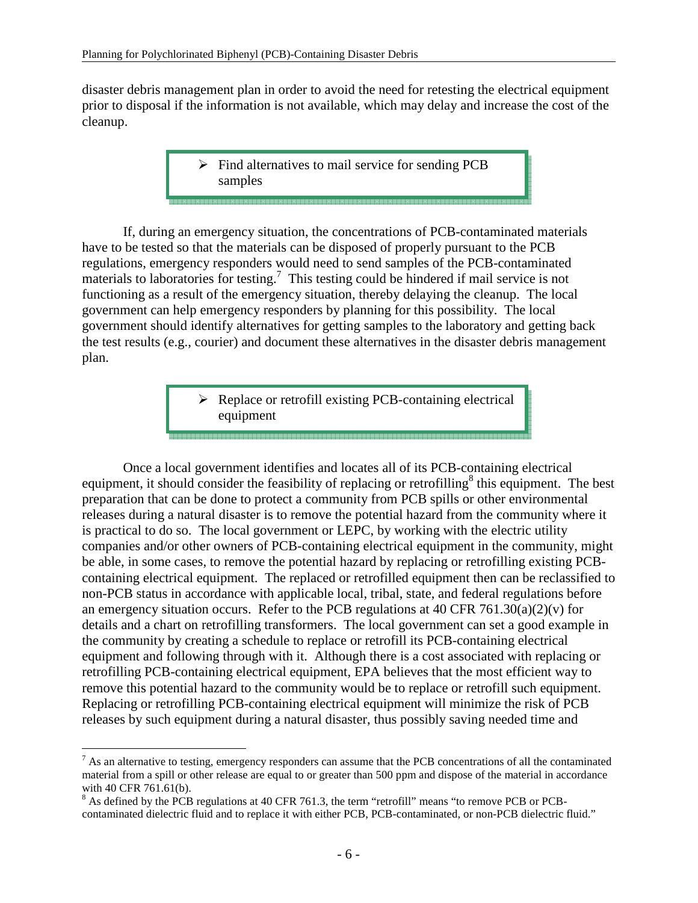disaster debris management plan in order to avoid the need for retesting the electrical equipment prior to disposal if the information is not available, which may delay and increase the cost of the cleanup.

> ➢ Find alternatives to mail service for sending PCB samples

If, during an emergency situation, the concentrations of PCB-contaminated materials have to be tested so that the materials can be disposed of properly pursuant to the PCB regulations, emergency responders would need to send samples of the PCB-contaminated materials to laboratories for testing.[7] This testing could be hindered if mail service is not functioning as a result of the emergency situation, thereby delaying the cleanup. The local government can help emergency responders by planning for this possibility. The local government should identify alternatives for getting samples to the laboratory and getting back the test results (e.g., courier) and document these alternatives in the disaster debris management plan.

> ➢ Replace or retrofill existing PCB-containing electrical equipment

Once a local government identifies and locates all of its PCB-containing electrical equipment, it should consider the feasibility of replacing or retrofilling[8] this equipment. The best preparation that can be done to protect a community from PCB spills or other environmental releases during a natural disaster is to remove the potential hazard from the community where it is practical to do so. The local government or LEPC, by working with the electric utility companies and/or other owners of PCB-containing electrical equipment in the community, might be able, in some cases, to remove the potential hazard by replacing or retrofilling existing PCB-containing electrical equipment. The replaced or retrofilled equipment then can be reclassified to non-PCB status in accordance with applicable local, tribal, state, and federal regulations before an emergency situation occurs. Refer to the PCB regulations at 40 CFR 761.30(a)(2)(v) for details and a chart on retrofilling transformers. The local government can set a good example in the community by creating a schedule to replace or retrofill its PCB-containing electrical equipment and following through with it. Although there is a cost associated with replacing or retrofilling PCB-containing electrical equipment, EPA believes that the most efficient way to remove this potential hazard to the community would be to replace or retrofill such equipment. Replacing or retrofilling PCB-containing electrical equipment will minimize the risk of PCB releases by such equipment during a natural disaster, thus possibly saving needed time and

---

[7] As an alternative to testing, emergency responders can assume that the PCB concentrations of all the contaminated material from a spill or other release are equal to or greater than 500 ppm and dispose of the material in accordance with 40 CFR 761.61(b).

[8] As defined by the PCB regulations at 40 CFR 761.3, the term "retrofill" means "to remove PCB or PCB-contaminated dielectric fluid and to replace it with either PCB, PCB-contaminated, or non-PCB dielectric fluid."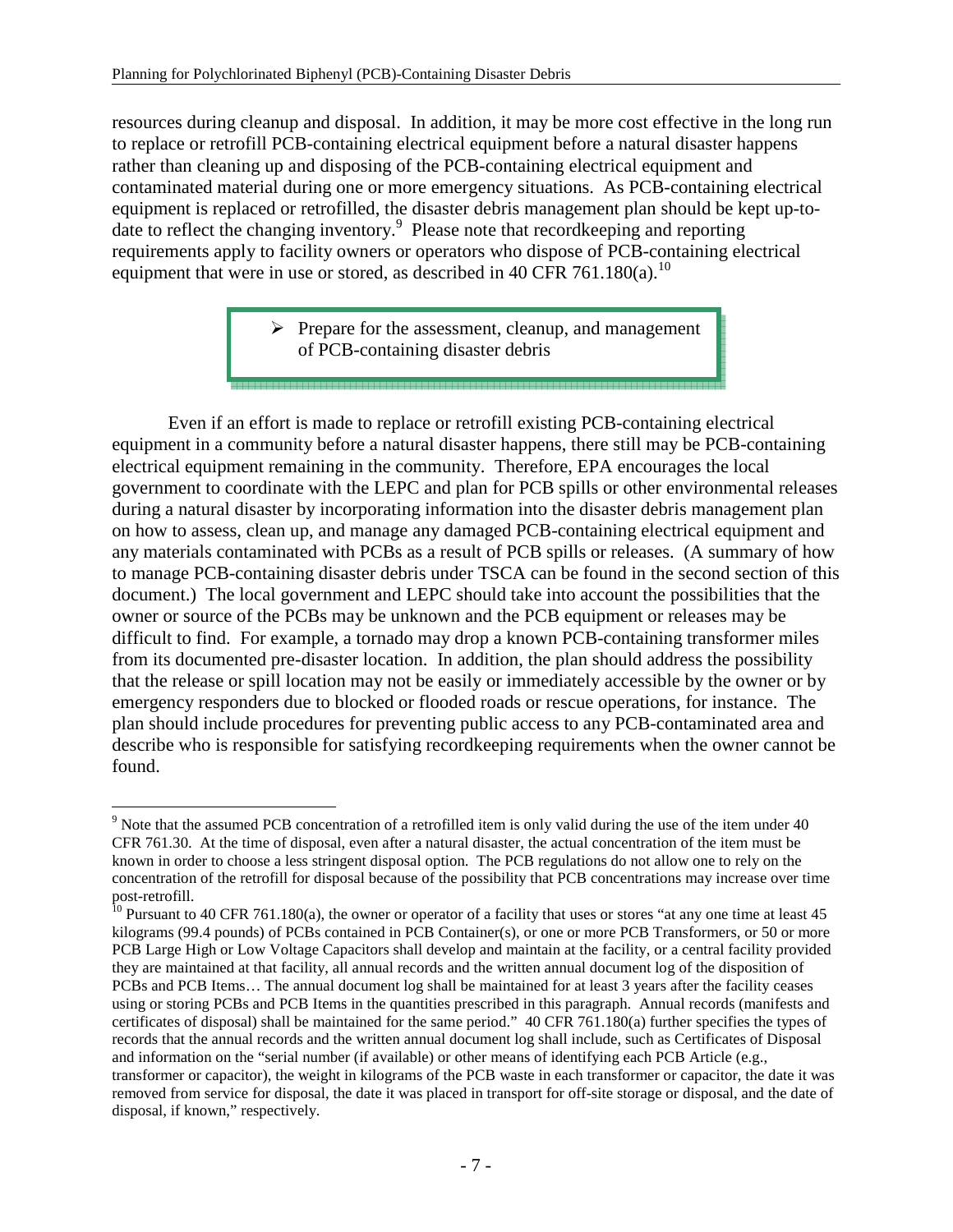resources during cleanup and disposal. In addition, it may be more cost effective in the long run to replace or retrofill PCB-containing electrical equipment before a natural disaster happens rather than cleaning up and disposing of the PCB-containing electrical equipment and contaminated material during one or more emergency situations. As PCB-containing electrical equipment is replaced or retrofilled, the disaster debris management plan should be kept up-to-date to reflect the changing inventory.[9] Please note that recordkeeping and reporting requirements apply to facility owners or operators who dispose of PCB-containing electrical equipment that were in use or stored, as described in 40 CFR 761.180(a).[10]

> - Prepare for the assessment, cleanup, and management of PCB-containing disaster debris

Even if an effort is made to replace or retrofill existing PCB-containing electrical equipment in a community before a natural disaster happens, there still may be PCB-containing electrical equipment remaining in the community. Therefore, EPA encourages the local government to coordinate with the LEPC and plan for PCB spills or other environmental releases during a natural disaster by incorporating information into the disaster debris management plan on how to assess, clean up, and manage any damaged PCB-containing electrical equipment and any materials contaminated with PCBs as a result of PCB spills or releases. (A summary of how to manage PCB-containing disaster debris under TSCA can be found in the second section of this document.) The local government and LEPC should take into account the possibilities that the owner or source of the PCBs may be unknown and the PCB equipment or releases may be difficult to find. For example, a tornado may drop a known PCB-containing transformer miles from its documented pre-disaster location. In addition, the plan should address the possibility that the release or spill location may not be easily or immediately accessible by the owner or by emergency responders due to blocked or flooded roads or rescue operations, for instance. The plan should include procedures for preventing public access to any PCB-contaminated area and describe who is responsible for satisfying recordkeeping requirements when the owner cannot be found.

---

[9] Note that the assumed PCB concentration of a retrofilled item is only valid during the use of the item under 40 CFR 761.30. At the time of disposal, even after a natural disaster, the actual concentration of the item must be known in order to choose a less stringent disposal option. The PCB regulations do not allow one to rely on the concentration of the retrofill for disposal because of the possibility that PCB concentrations may increase over time post-retrofill.

[10] Pursuant to 40 CFR 761.180(a), the owner or operator of a facility that uses or stores "at any one time at least 45 kilograms (99.4 pounds) of PCBs contained in PCB Container(s), or one or more PCB Transformers, or 50 or more PCB Large High or Low Voltage Capacitors shall develop and maintain at the facility, or a central facility provided they are maintained at that facility, all annual records and the written annual document log of the disposition of PCBs and PCB Items… The annual document log shall be maintained for at least 3 years after the facility ceases using or storing PCBs and PCB Items in the quantities prescribed in this paragraph. Annual records (manifests and certificates of disposal) shall be maintained for the same period." 40 CFR 761.180(a) further specifies the types of records that the annual records and the written annual document log shall include, such as Certificates of Disposal and information on the "serial number (if available) or other means of identifying each PCB Article (e.g., transformer or capacitor), the weight in kilograms of the PCB waste in each transformer or capacitor, the date it was removed from service for disposal, the date it was placed in transport for off-site storage or disposal, and the date of disposal, if known," respectively.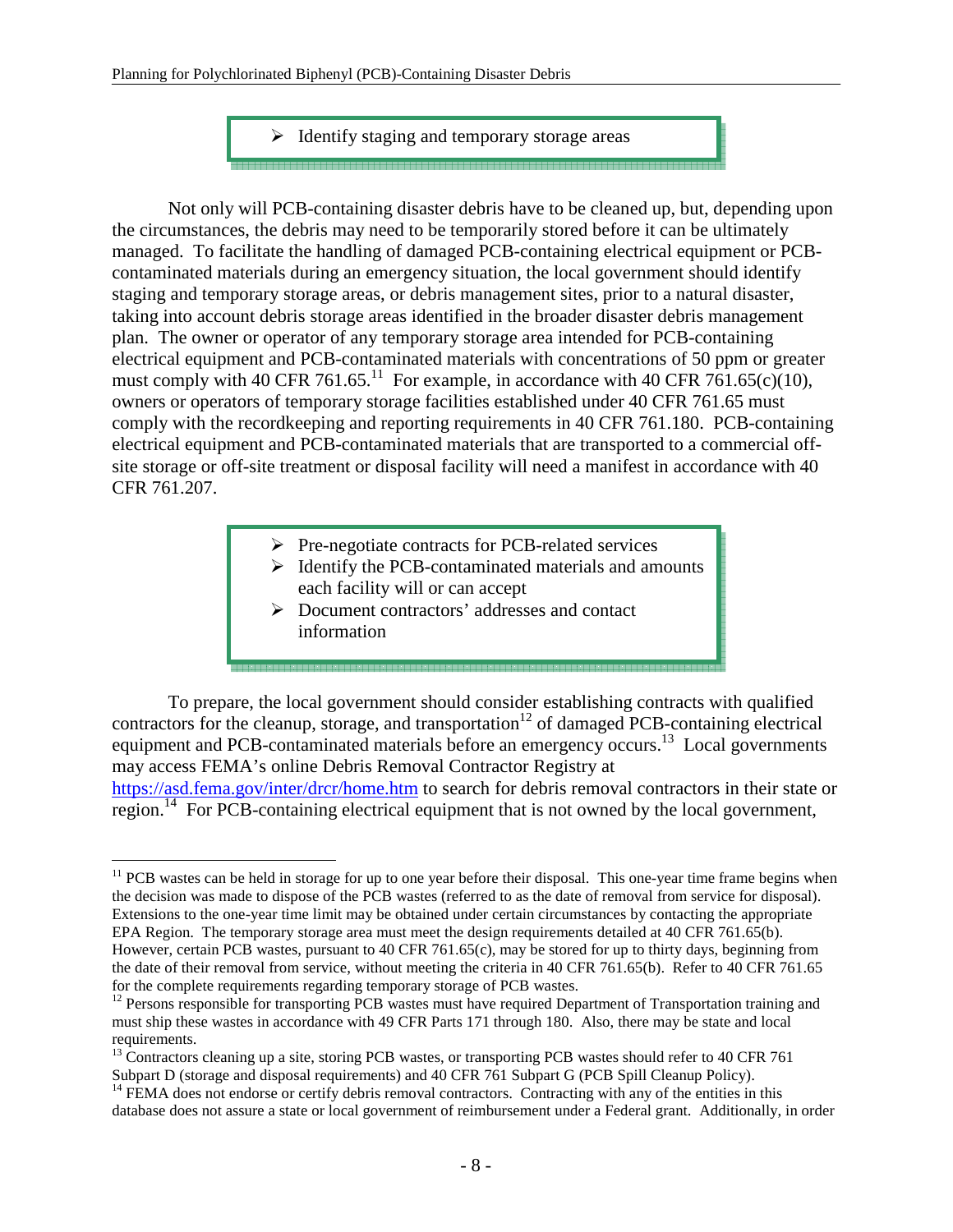> - Identify staging and temporary storage areas

Not only will PCB-containing disaster debris have to be cleaned up, but, depending upon the circumstances, the debris may need to be temporarily stored before it can be ultimately managed. To facilitate the handling of damaged PCB-containing electrical equipment or PCB-contaminated materials during an emergency situation, the local government should identify staging and temporary storage areas, or debris management sites, prior to a natural disaster, taking into account debris storage areas identified in the broader disaster debris management plan. The owner or operator of any temporary storage area intended for PCB-containing electrical equipment and PCB-contaminated materials with concentrations of 50 ppm or greater must comply with 40 CFR 761.65.[11] For example, in accordance with 40 CFR 761.65(c)(10), owners or operators of temporary storage facilities established under 40 CFR 761.65 must comply with the recordkeeping and reporting requirements in 40 CFR 761.180. PCB-containing electrical equipment and PCB-contaminated materials that are transported to a commercial off-site storage or off-site treatment or disposal facility will need a manifest in accordance with 40 CFR 761.207.

> - Pre-negotiate contracts for PCB-related services
> - Identify the PCB-contaminated materials and amounts each facility will or can accept
> - Document contractors' addresses and contact information

To prepare, the local government should consider establishing contracts with qualified contractors for the cleanup, storage, and transportation[12] of damaged PCB-containing electrical equipment and PCB-contaminated materials before an emergency occurs.[13] Local governments may access FEMA's online Debris Removal Contractor Registry at https://asd.fema.gov/inter/drcr/home.htm to search for debris removal contractors in their state or region.[14] For PCB-containing electrical equipment that is not owned by the local government,

---

[11] PCB wastes can be held in storage for up to one year before their disposal. This one-year time frame begins when the decision was made to dispose of the PCB wastes (referred to as the date of removal from service for disposal). Extensions to the one-year time limit may be obtained under certain circumstances by contacting the appropriate EPA Region. The temporary storage area must meet the design requirements detailed at 40 CFR 761.65(b). However, certain PCB wastes, pursuant to 40 CFR 761.65(c), may be stored for up to thirty days, beginning from the date of their removal from service, without meeting the criteria in 40 CFR 761.65(b). Refer to 40 CFR 761.65 for the complete requirements regarding temporary storage of PCB wastes.

[12] Persons responsible for transporting PCB wastes must have required Department of Transportation training and must ship these wastes in accordance with 49 CFR Parts 171 through 180. Also, there may be state and local requirements.

[13] Contractors cleaning up a site, storing PCB wastes, or transporting PCB wastes should refer to 40 CFR 761 Subpart D (storage and disposal requirements) and 40 CFR 761 Subpart G (PCB Spill Cleanup Policy).

[14] FEMA does not endorse or certify debris removal contractors. Contracting with any of the entities in this database does not assure a state or local government of reimbursement under a Federal grant. Additionally, in order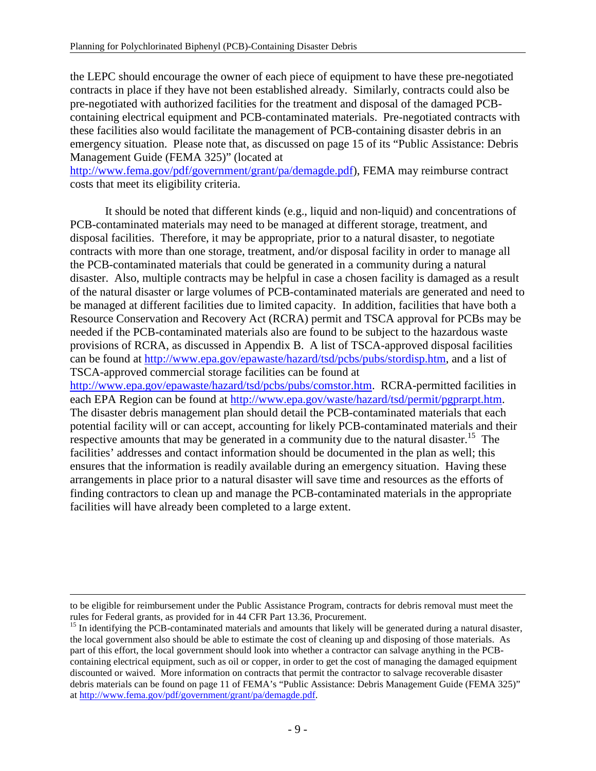the LEPC should encourage the owner of each piece of equipment to have these pre-negotiated contracts in place if they have not been established already. Similarly, contracts could also be pre-negotiated with authorized facilities for the treatment and disposal of the damaged PCB-containing electrical equipment and PCB-contaminated materials. Pre-negotiated contracts with these facilities also would facilitate the management of PCB-containing disaster debris in an emergency situation. Please note that, as discussed on page 15 of its "Public Assistance: Debris Management Guide (FEMA 325)" (located at http://www.fema.gov/pdf/government/grant/pa/demagde.pdf), FEMA may reimburse contract costs that meet its eligibility criteria.

It should be noted that different kinds (e.g., liquid and non-liquid) and concentrations of PCB-contaminated materials may need to be managed at different storage, treatment, and disposal facilities. Therefore, it may be appropriate, prior to a natural disaster, to negotiate contracts with more than one storage, treatment, and/or disposal facility in order to manage all the PCB-contaminated materials that could be generated in a community during a natural disaster. Also, multiple contracts may be helpful in case a chosen facility is damaged as a result of the natural disaster or large volumes of PCB-contaminated materials are generated and need to be managed at different facilities due to limited capacity. In addition, facilities that have both a Resource Conservation and Recovery Act (RCRA) permit and TSCA approval for PCBs may be needed if the PCB-contaminated materials also are found to be subject to the hazardous waste provisions of RCRA, as discussed in Appendix B. A list of TSCA-approved disposal facilities can be found at http://www.epa.gov/epawaste/hazard/tsd/pcbs/pubs/stordisp.htm, and a list of TSCA-approved commercial storage facilities can be found at http://www.epa.gov/epawaste/hazard/tsd/pcbs/pubs/comstor.htm. RCRA-permitted facilities in each EPA Region can be found at http://www.epa.gov/waste/hazard/tsd/permit/pgprarpt.htm. The disaster debris management plan should detail the PCB-contaminated materials that each potential facility will or can accept, accounting for likely PCB-contaminated materials and their respective amounts that may be generated in a community due to the natural disaster.[15] The facilities' addresses and contact information should be documented in the plan as well; this ensures that the information is readily available during an emergency situation. Having these arrangements in place prior to a natural disaster will save time and resources as the efforts of finding contractors to clean up and manage the PCB-contaminated materials in the appropriate facilities will have already been completed to a large extent.

---

to be eligible for reimbursement under the Public Assistance Program, contracts for debris removal must meet the rules for Federal grants, as provided for in 44 CFR Part 13.36, Procurement.

[15] In identifying the PCB-contaminated materials and amounts that likely will be generated during a natural disaster, the local government also should be able to estimate the cost of cleaning up and disposing of those materials. As part of this effort, the local government should look into whether a contractor can salvage anything in the PCB-containing electrical equipment, such as oil or copper, in order to get the cost of managing the damaged equipment discounted or waived. More information on contracts that permit the contractor to salvage recoverable disaster debris materials can be found on page 11 of FEMA's "Public Assistance: Debris Management Guide (FEMA 325)" at http://www.fema.gov/pdf/government/grant/pa/demagde.pdf.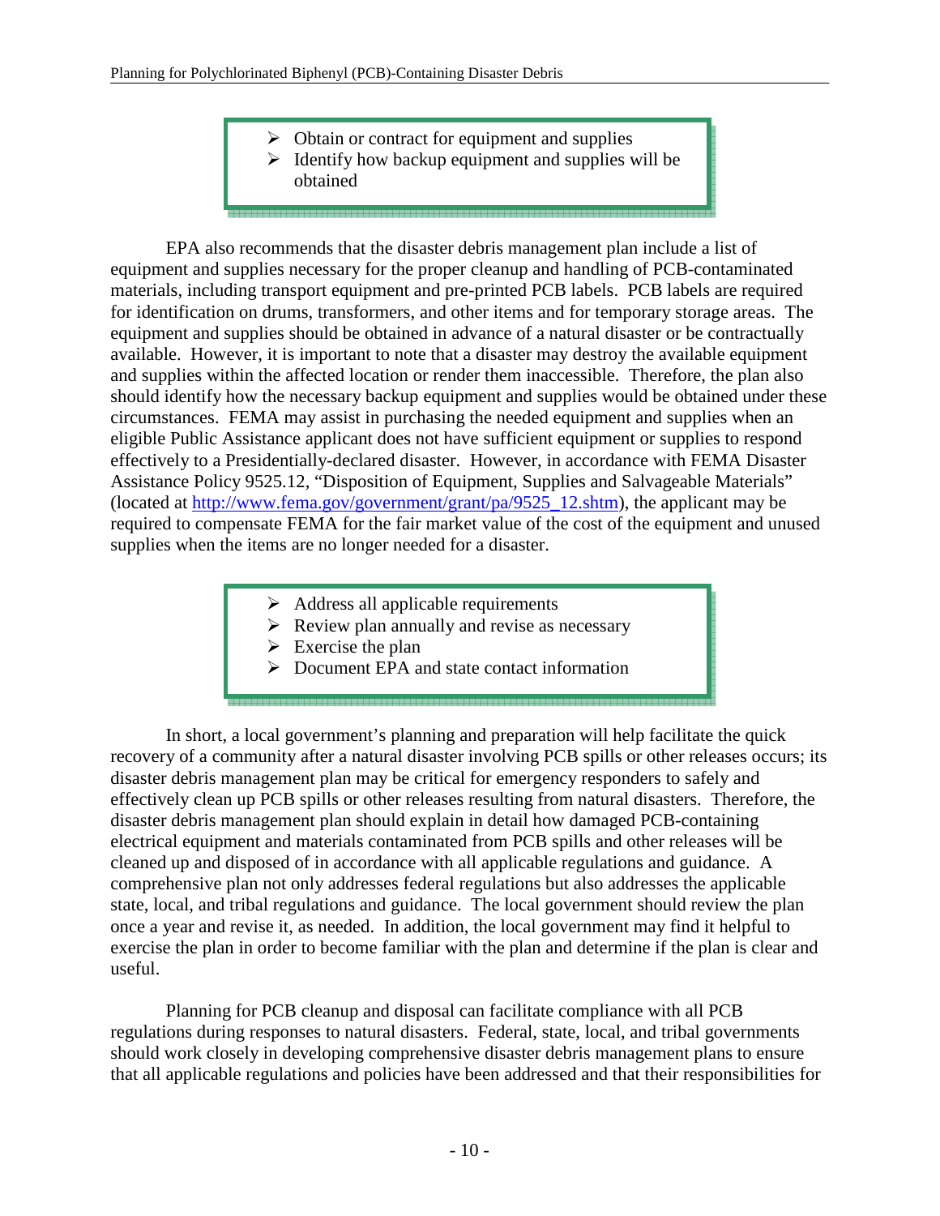- Obtain or contract for equipment and supplies
- Identify how backup equipment and supplies will be obtained

EPA also recommends that the disaster debris management plan include a list of equipment and supplies necessary for the proper cleanup and handling of PCB-contaminated materials, including transport equipment and pre-printed PCB labels. PCB labels are required for identification on drums, transformers, and other items and for temporary storage areas. The equipment and supplies should be obtained in advance of a natural disaster or be contractually available. However, it is important to note that a disaster may destroy the available equipment and supplies within the affected location or render them inaccessible. Therefore, the plan also should identify how the necessary backup equipment and supplies would be obtained under these circumstances. FEMA may assist in purchasing the needed equipment and supplies when an eligible Public Assistance applicant does not have sufficient equipment or supplies to respond effectively to a Presidentially-declared disaster. However, in accordance with FEMA Disaster Assistance Policy 9525.12, "Disposition of Equipment, Supplies and Salvageable Materials" (located at http://www.fema.gov/government/grant/pa/9525_12.shtm), the applicant may be required to compensate FEMA for the fair market value of the cost of the equipment and unused supplies when the items are no longer needed for a disaster.

- Address all applicable requirements
- Review plan annually and revise as necessary
- Exercise the plan
- Document EPA and state contact information

In short, a local government's planning and preparation will help facilitate the quick recovery of a community after a natural disaster involving PCB spills or other releases occurs; its disaster debris management plan may be critical for emergency responders to safely and effectively clean up PCB spills or other releases resulting from natural disasters. Therefore, the disaster debris management plan should explain in detail how damaged PCB-containing electrical equipment and materials contaminated from PCB spills and other releases will be cleaned up and disposed of in accordance with all applicable regulations and guidance. A comprehensive plan not only addresses federal regulations but also addresses the applicable state, local, and tribal regulations and guidance. The local government should review the plan once a year and revise it, as needed. In addition, the local government may find it helpful to exercise the plan in order to become familiar with the plan and determine if the plan is clear and useful.

Planning for PCB cleanup and disposal can facilitate compliance with all PCB regulations during responses to natural disasters. Federal, state, local, and tribal governments should work closely in developing comprehensive disaster debris management plans to ensure that all applicable regulations and policies have been addressed and that their responsibilities for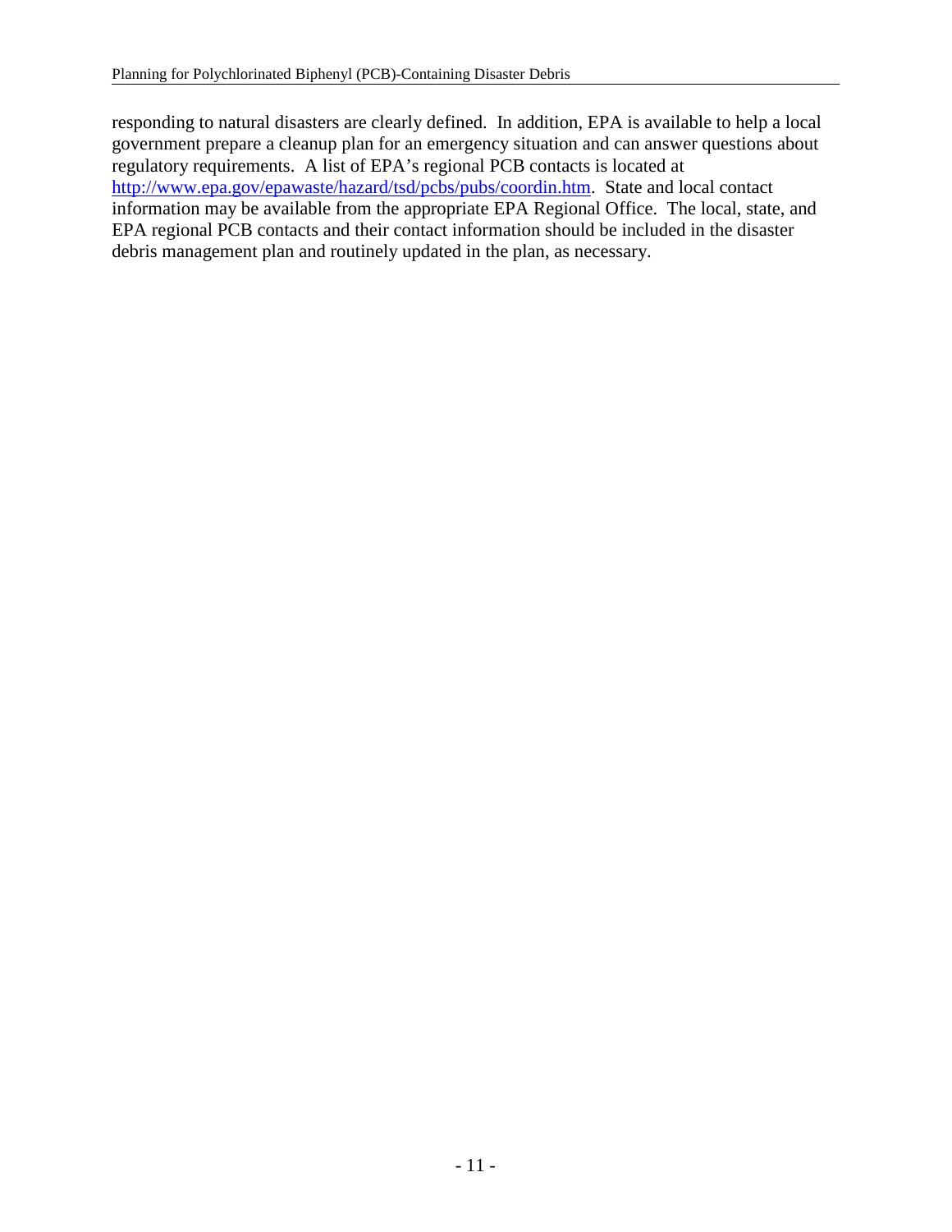responding to natural disasters are clearly defined. In addition, EPA is available to help a local government prepare a cleanup plan for an emergency situation and can answer questions about regulatory requirements. A list of EPA's regional PCB contacts is located at [http://www.epa.gov/epawaste/hazard/tsd/pcbs/pubs/coordin.htm](http://www.epa.gov/epawaste/hazard/tsd/pcbs/pubs/coordin.htm). State and local contact information may be available from the appropriate EPA Regional Office. The local, state, and EPA regional PCB contacts and their contact information should be included in the disaster debris management plan and routinely updated in the plan, as necessary.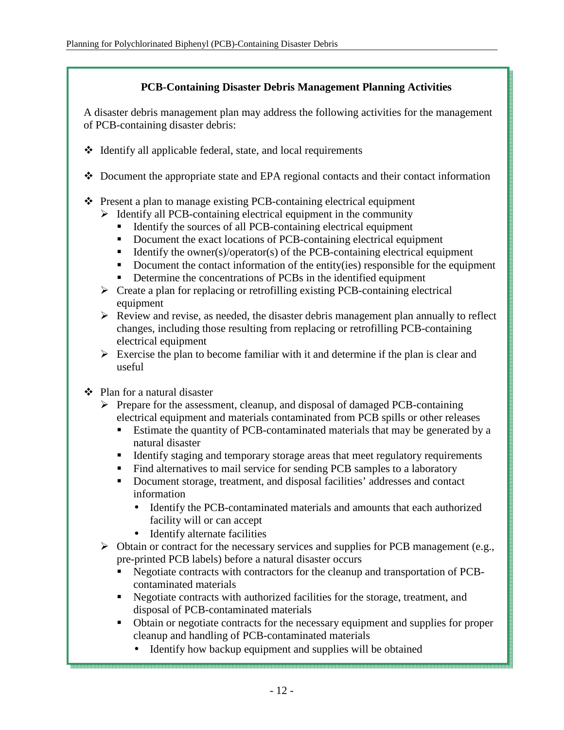### PCB-Containing Disaster Debris Management Planning Activities

A disaster debris management plan may address the following activities for the management of PCB-containing disaster debris:

- Identify all applicable federal, state, and local requirements
- Document the appropriate state and EPA regional contacts and their contact information
- Present a plan to manage existing PCB-containing electrical equipment
  - Identify all PCB-containing electrical equipment in the community
    - Identify the sources of all PCB-containing electrical equipment
    - Document the exact locations of PCB-containing electrical equipment
    - Identify the owner(s)/operator(s) of the PCB-containing electrical equipment
    - Document the contact information of the entity(ies) responsible for the equipment
    - Determine the concentrations of PCBs in the identified equipment
  - Create a plan for replacing or retrofilling existing PCB-containing electrical equipment
  - Review and revise, as needed, the disaster debris management plan annually to reflect changes, including those resulting from replacing or retrofilling PCB-containing electrical equipment
  - Exercise the plan to become familiar with it and determine if the plan is clear and useful
- Plan for a natural disaster
  - Prepare for the assessment, cleanup, and disposal of damaged PCB-containing electrical equipment and materials contaminated from PCB spills or other releases
    - Estimate the quantity of PCB-contaminated materials that may be generated by a natural disaster
    - Identify staging and temporary storage areas that meet regulatory requirements
    - Find alternatives to mail service for sending PCB samples to a laboratory
    - Document storage, treatment, and disposal facilities' addresses and contact information
      - Identify the PCB-contaminated materials and amounts that each authorized facility will or can accept
      - Identify alternate facilities
  - Obtain or contract for the necessary services and supplies for PCB management (e.g., pre-printed PCB labels) before a natural disaster occurs
    - Negotiate contracts with contractors for the cleanup and transportation of PCB-contaminated materials
    - Negotiate contracts with authorized facilities for the storage, treatment, and disposal of PCB-contaminated materials
    - Obtain or negotiate contracts for the necessary equipment and supplies for proper cleanup and handling of PCB-contaminated materials
      - Identify how backup equipment and supplies will be obtained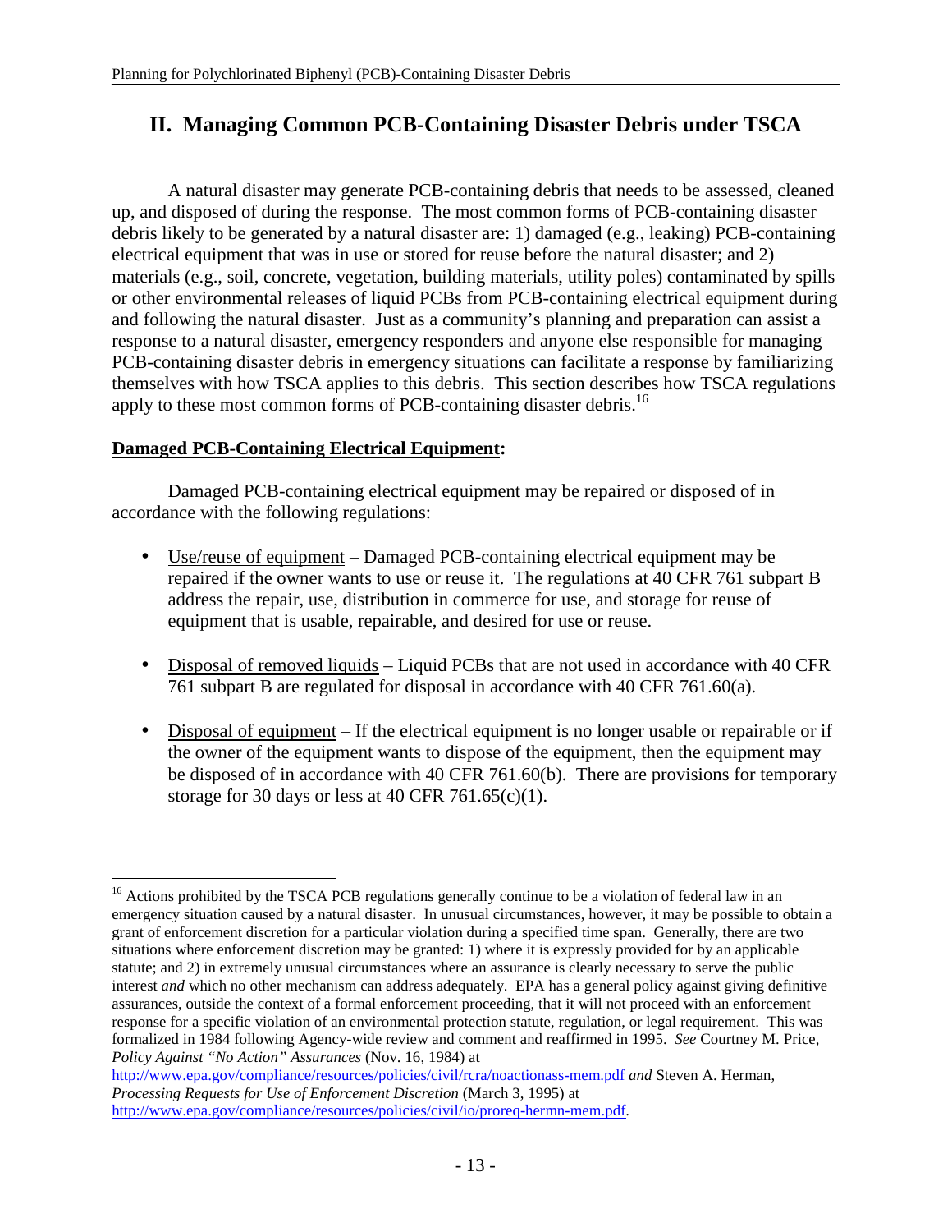## II. Managing Common PCB-Containing Disaster Debris under TSCA

A natural disaster may generate PCB-containing debris that needs to be assessed, cleaned up, and disposed of during the response. The most common forms of PCB-containing disaster debris likely to be generated by a natural disaster are: 1) damaged (e.g., leaking) PCB-containing electrical equipment that was in use or stored for reuse before the natural disaster; and 2) materials (e.g., soil, concrete, vegetation, building materials, utility poles) contaminated by spills or other environmental releases of liquid PCBs from PCB-containing electrical equipment during and following the natural disaster. Just as a community's planning and preparation can assist a response to a natural disaster, emergency responders and anyone else responsible for managing PCB-containing disaster debris in emergency situations can facilitate a response by familiarizing themselves with how TSCA applies to this debris. This section describes how TSCA regulations apply to these most common forms of PCB-containing disaster debris.[16]

**Damaged PCB-Containing Electrical Equipment:**

Damaged PCB-containing electrical equipment may be repaired or disposed of in accordance with the following regulations:

- Use/reuse of equipment – Damaged PCB-containing electrical equipment may be repaired if the owner wants to use or reuse it. The regulations at 40 CFR 761 subpart B address the repair, use, distribution in commerce for use, and storage for reuse of equipment that is usable, repairable, and desired for use or reuse.
- Disposal of removed liquids – Liquid PCBs that are not used in accordance with 40 CFR 761 subpart B are regulated for disposal in accordance with 40 CFR 761.60(a).
- Disposal of equipment – If the electrical equipment is no longer usable or repairable or if the owner of the equipment wants to dispose of the equipment, then the equipment may be disposed of in accordance with 40 CFR 761.60(b). There are provisions for temporary storage for 30 days or less at 40 CFR 761.65(c)(1).

---

[16] Actions prohibited by the TSCA PCB regulations generally continue to be a violation of federal law in an emergency situation caused by a natural disaster. In unusual circumstances, however, it may be possible to obtain a grant of enforcement discretion for a particular violation during a specified time span. Generally, there are two situations where enforcement discretion may be granted: 1) where it is expressly provided for by an applicable statute; and 2) in extremely unusual circumstances where an assurance is clearly necessary to serve the public interest *and* which no other mechanism can address adequately. EPA has a general policy against giving definitive assurances, outside the context of a formal enforcement proceeding, that it will not proceed with an enforcement response for a specific violation of an environmental protection statute, regulation, or legal requirement. This was formalized in 1984 following Agency-wide review and comment and reaffirmed in 1995. *See* Courtney M. Price, *Policy Against "No Action" Assurances* (Nov. 16, 1984) at http://www.epa.gov/compliance/resources/policies/civil/rcra/noactionass-mem.pdf *and* Steven A. Herman, *Processing Requests for Use of Enforcement Discretion* (March 3, 1995) at http://www.epa.gov/compliance/resources/policies/civil/io/proreq-hermn-mem.pdf.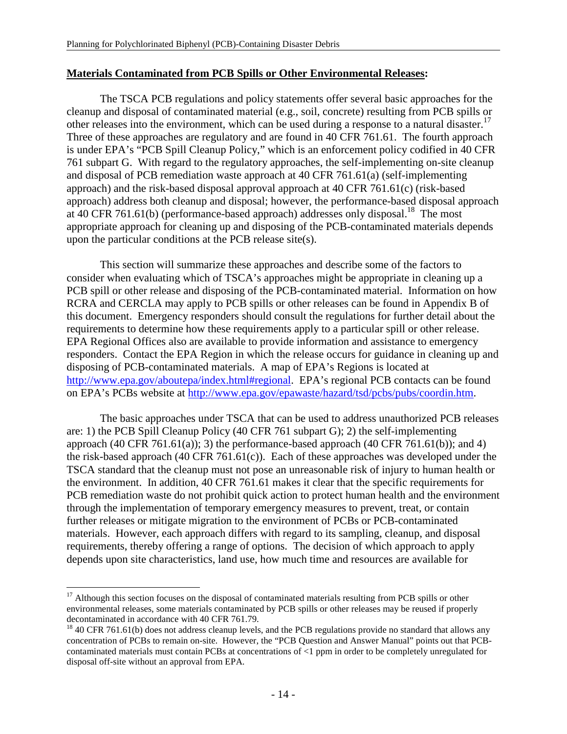**Materials Contaminated from PCB Spills or Other Environmental Releases:**

The TSCA PCB regulations and policy statements offer several basic approaches for the cleanup and disposal of contaminated material (e.g., soil, concrete) resulting from PCB spills or other releases into the environment, which can be used during a response to a natural disaster.[17] Three of these approaches are regulatory and are found in 40 CFR 761.61. The fourth approach is under EPA's "PCB Spill Cleanup Policy," which is an enforcement policy codified in 40 CFR 761 subpart G. With regard to the regulatory approaches, the self-implementing on-site cleanup and disposal of PCB remediation waste approach at 40 CFR 761.61(a) (self-implementing approach) and the risk-based disposal approval approach at 40 CFR 761.61(c) (risk-based approach) address both cleanup and disposal; however, the performance-based disposal approach at 40 CFR 761.61(b) (performance-based approach) addresses only disposal.[18] The most appropriate approach for cleaning up and disposing of the PCB-contaminated materials depends upon the particular conditions at the PCB release site(s).

This section will summarize these approaches and describe some of the factors to consider when evaluating which of TSCA's approaches might be appropriate in cleaning up a PCB spill or other release and disposing of the PCB-contaminated material. Information on how RCRA and CERCLA may apply to PCB spills or other releases can be found in Appendix B of this document. Emergency responders should consult the regulations for further detail about the requirements to determine how these requirements apply to a particular spill or other release. EPA Regional Offices also are available to provide information and assistance to emergency responders. Contact the EPA Region in which the release occurs for guidance in cleaning up and disposing of PCB-contaminated materials. A map of EPA's Regions is located at http://www.epa.gov/aboutepa/index.html#regional. EPA's regional PCB contacts can be found on EPA's PCBs website at http://www.epa.gov/epawaste/hazard/tsd/pcbs/pubs/coordin.htm.

The basic approaches under TSCA that can be used to address unauthorized PCB releases are: 1) the PCB Spill Cleanup Policy (40 CFR 761 subpart G); 2) the self-implementing approach (40 CFR 761.61(a)); 3) the performance-based approach (40 CFR 761.61(b)); and 4) the risk-based approach (40 CFR 761.61(c)). Each of these approaches was developed under the TSCA standard that the cleanup must not pose an unreasonable risk of injury to human health or the environment. In addition, 40 CFR 761.61 makes it clear that the specific requirements for PCB remediation waste do not prohibit quick action to protect human health and the environment through the implementation of temporary emergency measures to prevent, treat, or contain further releases or mitigate migration to the environment of PCBs or PCB-contaminated materials. However, each approach differs with regard to its sampling, cleanup, and disposal requirements, thereby offering a range of options. The decision of which approach to apply depends upon site characteristics, land use, how much time and resources are available for

---

[17] Although this section focuses on the disposal of contaminated materials resulting from PCB spills or other environmental releases, some materials contaminated by PCB spills or other releases may be reused if properly decontaminated in accordance with 40 CFR 761.79.

[18] 40 CFR 761.61(b) does not address cleanup levels, and the PCB regulations provide no standard that allows any concentration of PCBs to remain on-site. However, the "PCB Question and Answer Manual" points out that PCB-contaminated materials must contain PCBs at concentrations of <1 ppm in order to be completely unregulated for disposal off-site without an approval from EPA.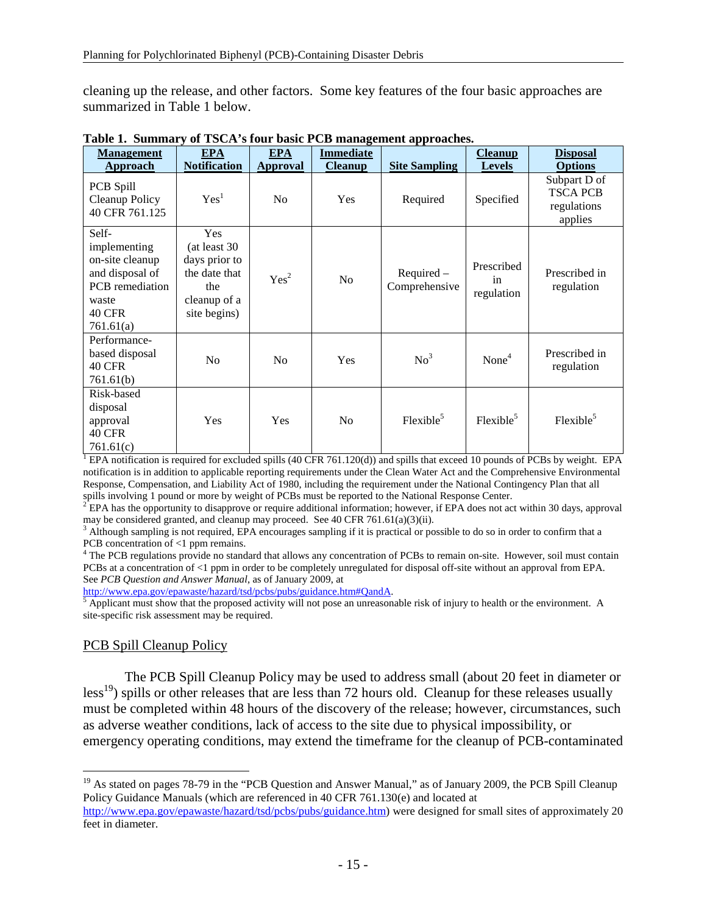cleaning up the release, and other factors. Some key features of the four basic approaches are summarized in Table 1 below.

**Table 1. Summary of TSCA's four basic PCB management approaches.**

| Management Approach | EPA Notification | EPA Approval | Immediate Cleanup | Site Sampling | Cleanup Levels | Disposal Options |
|---|---|---|---|---|---|---|
| PCB Spill Cleanup Policy 40 CFR 761.125 | Yes[1] | No | Yes | Required | Specified | Subpart D of TSCA PCB regulations applies |
| Self-implementing on-site cleanup and disposal of PCB remediation waste 40 CFR 761.61(a) | Yes (at least 30 days prior to the date that the cleanup of a site begins) | Yes[2] | No | Required – Comprehensive | Prescribed in regulation | Prescribed in regulation |
| Performance-based disposal 40 CFR 761.61(b) | No | No | Yes | No[3] | None[4] | Prescribed in regulation |
| Risk-based disposal approval 40 CFR 761.61(c) | Yes | Yes | No | Flexible[5] | Flexible[5] | Flexible[5] |

[1] EPA notification is required for excluded spills (40 CFR 761.120(d)) and spills that exceed 10 pounds of PCBs by weight. EPA notification is in addition to applicable reporting requirements under the Clean Water Act and the Comprehensive Environmental Response, Compensation, and Liability Act of 1980, including the requirement under the National Contingency Plan that all spills involving 1 pound or more by weight of PCBs must be reported to the National Response Center.

[2] EPA has the opportunity to disapprove or require additional information; however, if EPA does not act within 30 days, approval may be considered granted, and cleanup may proceed. See 40 CFR 761.61(a)(3)(ii).

[3] Although sampling is not required, EPA encourages sampling if it is practical or possible to do so in order to confirm that a PCB concentration of <1 ppm remains.

[4] The PCB regulations provide no standard that allows any concentration of PCBs to remain on-site. However, soil must contain PCBs at a concentration of <1 ppm in order to be completely unregulated for disposal off-site without an approval from EPA. See *PCB Question and Answer Manual*, as of January 2009, at http://www.epa.gov/epawaste/hazard/tsd/pcbs/pubs/guidance.htm#QandA.

[5] Applicant must show that the proposed activity will not pose an unreasonable risk of injury to health or the environment. A site-specific risk assessment may be required.

## PCB Spill Cleanup Policy

The PCB Spill Cleanup Policy may be used to address small (about 20 feet in diameter or less[19]) spills or other releases that are less than 72 hours old. Cleanup for these releases usually must be completed within 48 hours of the discovery of the release; however, circumstances, such as adverse weather conditions, lack of access to the site due to physical impossibility, or emergency operating conditions, may extend the timeframe for the cleanup of PCB-contaminated

[19] As stated on pages 78-79 in the "PCB Question and Answer Manual," as of January 2009, the PCB Spill Cleanup Policy Guidance Manuals (which are referenced in 40 CFR 761.130(e) and located at http://www.epa.gov/epawaste/hazard/tsd/pcbs/pubs/guidance.htm) were designed for small sites of approximately 20 feet in diameter.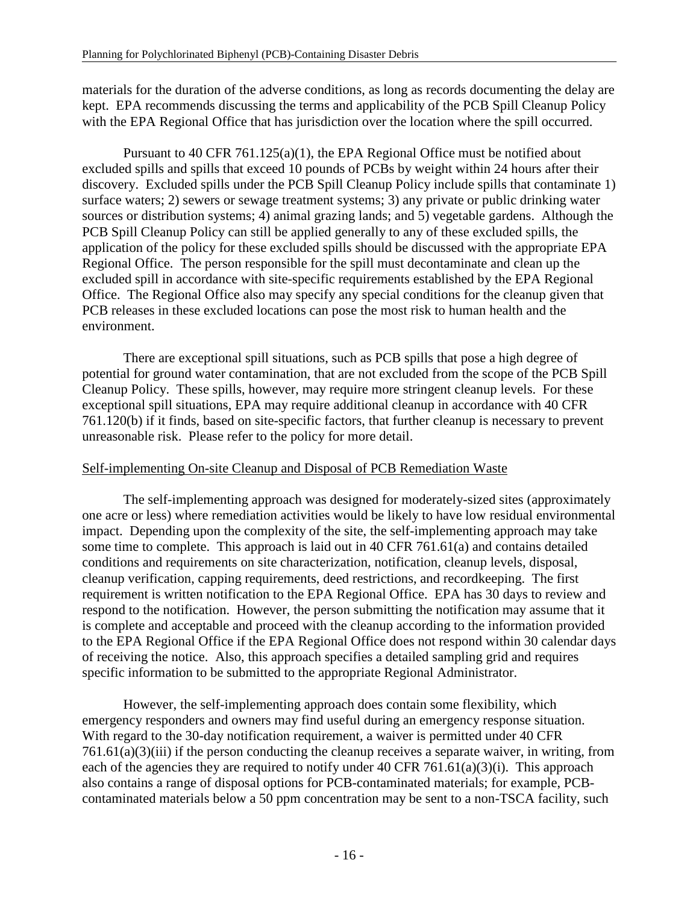materials for the duration of the adverse conditions, as long as records documenting the delay are kept. EPA recommends discussing the terms and applicability of the PCB Spill Cleanup Policy with the EPA Regional Office that has jurisdiction over the location where the spill occurred.

Pursuant to 40 CFR 761.125(a)(1), the EPA Regional Office must be notified about excluded spills and spills that exceed 10 pounds of PCBs by weight within 24 hours after their discovery. Excluded spills under the PCB Spill Cleanup Policy include spills that contaminate 1) surface waters; 2) sewers or sewage treatment systems; 3) any private or public drinking water sources or distribution systems; 4) animal grazing lands; and 5) vegetable gardens. Although the PCB Spill Cleanup Policy can still be applied generally to any of these excluded spills, the application of the policy for these excluded spills should be discussed with the appropriate EPA Regional Office. The person responsible for the spill must decontaminate and clean up the excluded spill in accordance with site-specific requirements established by the EPA Regional Office. The Regional Office also may specify any special conditions for the cleanup given that PCB releases in these excluded locations can pose the most risk to human health and the environment.

There are exceptional spill situations, such as PCB spills that pose a high degree of potential for ground water contamination, that are not excluded from the scope of the PCB Spill Cleanup Policy. These spills, however, may require more stringent cleanup levels. For these exceptional spill situations, EPA may require additional cleanup in accordance with 40 CFR 761.120(b) if it finds, based on site-specific factors, that further cleanup is necessary to prevent unreasonable risk. Please refer to the policy for more detail.

Self-implementing On-site Cleanup and Disposal of PCB Remediation Waste

The self-implementing approach was designed for moderately-sized sites (approximately one acre or less) where remediation activities would be likely to have low residual environmental impact. Depending upon the complexity of the site, the self-implementing approach may take some time to complete. This approach is laid out in 40 CFR 761.61(a) and contains detailed conditions and requirements on site characterization, notification, cleanup levels, disposal, cleanup verification, capping requirements, deed restrictions, and recordkeeping. The first requirement is written notification to the EPA Regional Office. EPA has 30 days to review and respond to the notification. However, the person submitting the notification may assume that it is complete and acceptable and proceed with the cleanup according to the information provided to the EPA Regional Office if the EPA Regional Office does not respond within 30 calendar days of receiving the notice. Also, this approach specifies a detailed sampling grid and requires specific information to be submitted to the appropriate Regional Administrator.

However, the self-implementing approach does contain some flexibility, which emergency responders and owners may find useful during an emergency response situation. With regard to the 30-day notification requirement, a waiver is permitted under 40 CFR 761.61(a)(3)(iii) if the person conducting the cleanup receives a separate waiver, in writing, from each of the agencies they are required to notify under 40 CFR 761.61(a)(3)(i). This approach also contains a range of disposal options for PCB-contaminated materials; for example, PCB-contaminated materials below a 50 ppm concentration may be sent to a non-TSCA facility, such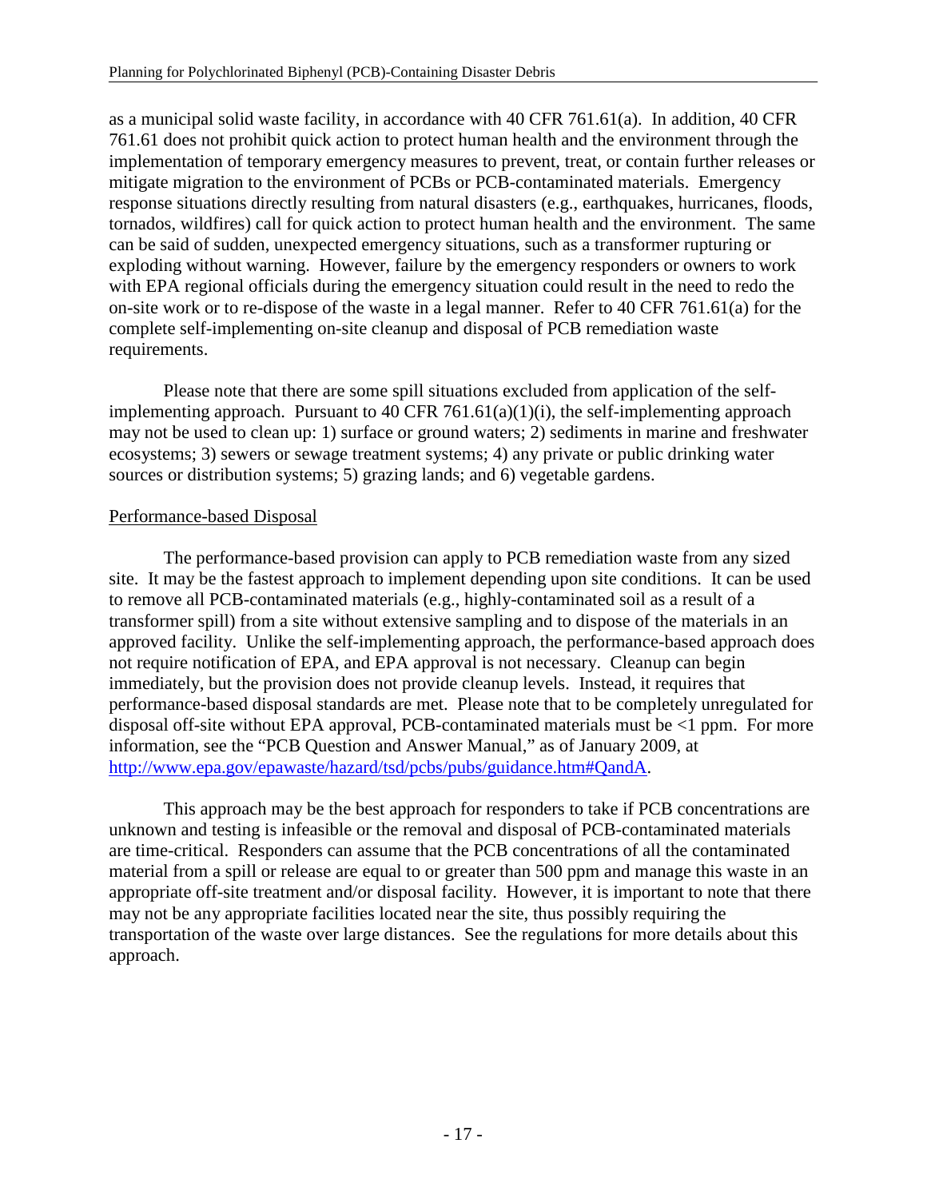as a municipal solid waste facility, in accordance with 40 CFR 761.61(a). In addition, 40 CFR 761.61 does not prohibit quick action to protect human health and the environment through the implementation of temporary emergency measures to prevent, treat, or contain further releases or mitigate migration to the environment of PCBs or PCB-contaminated materials. Emergency response situations directly resulting from natural disasters (e.g., earthquakes, hurricanes, floods, tornados, wildfires) call for quick action to protect human health and the environment. The same can be said of sudden, unexpected emergency situations, such as a transformer rupturing or exploding without warning. However, failure by the emergency responders or owners to work with EPA regional officials during the emergency situation could result in the need to redo the on-site work or to re-dispose of the waste in a legal manner. Refer to 40 CFR 761.61(a) for the complete self-implementing on-site cleanup and disposal of PCB remediation waste requirements.

Please note that there are some spill situations excluded from application of the self-implementing approach. Pursuant to 40 CFR 761.61(a)(1)(i), the self-implementing approach may not be used to clean up: 1) surface or ground waters; 2) sediments in marine and freshwater ecosystems; 3) sewers or sewage treatment systems; 4) any private or public drinking water sources or distribution systems; 5) grazing lands; and 6) vegetable gardens.

Performance-based Disposal

The performance-based provision can apply to PCB remediation waste from any sized site. It may be the fastest approach to implement depending upon site conditions. It can be used to remove all PCB-contaminated materials (e.g., highly-contaminated soil as a result of a transformer spill) from a site without extensive sampling and to dispose of the materials in an approved facility. Unlike the self-implementing approach, the performance-based approach does not require notification of EPA, and EPA approval is not necessary. Cleanup can begin immediately, but the provision does not provide cleanup levels. Instead, it requires that performance-based disposal standards are met. Please note that to be completely unregulated for disposal off-site without EPA approval, PCB-contaminated materials must be <1 ppm. For more information, see the "PCB Question and Answer Manual," as of January 2009, at http://www.epa.gov/epawaste/hazard/tsd/pcbs/pubs/guidance.htm#QandA.

This approach may be the best approach for responders to take if PCB concentrations are unknown and testing is infeasible or the removal and disposal of PCB-contaminated materials are time-critical. Responders can assume that the PCB concentrations of all the contaminated material from a spill or release are equal to or greater than 500 ppm and manage this waste in an appropriate off-site treatment and/or disposal facility. However, it is important to note that there may not be any appropriate facilities located near the site, thus possibly requiring the transportation of the waste over large distances. See the regulations for more details about this approach.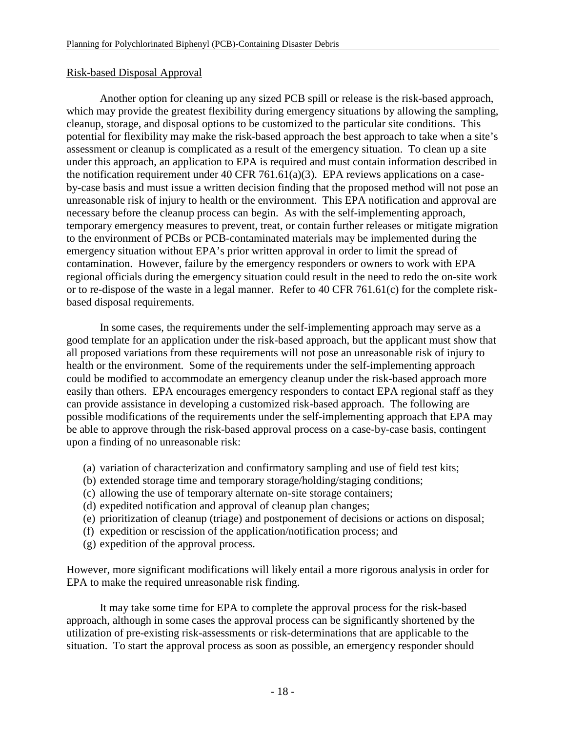Risk-based Disposal Approval

Another option for cleaning up any sized PCB spill or release is the risk-based approach, which may provide the greatest flexibility during emergency situations by allowing the sampling, cleanup, storage, and disposal options to be customized to the particular site conditions. This potential for flexibility may make the risk-based approach the best approach to take when a site's assessment or cleanup is complicated as a result of the emergency situation. To clean up a site under this approach, an application to EPA is required and must contain information described in the notification requirement under 40 CFR 761.61(a)(3). EPA reviews applications on a case-by-case basis and must issue a written decision finding that the proposed method will not pose an unreasonable risk of injury to health or the environment. This EPA notification and approval are necessary before the cleanup process can begin. As with the self-implementing approach, temporary emergency measures to prevent, treat, or contain further releases or mitigate migration to the environment of PCBs or PCB-contaminated materials may be implemented during the emergency situation without EPA's prior written approval in order to limit the spread of contamination. However, failure by the emergency responders or owners to work with EPA regional officials during the emergency situation could result in the need to redo the on-site work or to re-dispose of the waste in a legal manner. Refer to 40 CFR 761.61(c) for the complete risk-based disposal requirements.

In some cases, the requirements under the self-implementing approach may serve as a good template for an application under the risk-based approach, but the applicant must show that all proposed variations from these requirements will not pose an unreasonable risk of injury to health or the environment. Some of the requirements under the self-implementing approach could be modified to accommodate an emergency cleanup under the risk-based approach more easily than others. EPA encourages emergency responders to contact EPA regional staff as they can provide assistance in developing a customized risk-based approach. The following are possible modifications of the requirements under the self-implementing approach that EPA may be able to approve through the risk-based approval process on a case-by-case basis, contingent upon a finding of no unreasonable risk:

(a) variation of characterization and confirmatory sampling and use of field test kits;
(b) extended storage time and temporary storage/holding/staging conditions;
(c) allowing the use of temporary alternate on-site storage containers;
(d) expedited notification and approval of cleanup plan changes;
(e) prioritization of cleanup (triage) and postponement of decisions or actions on disposal;
(f) expedition or rescission of the application/notification process; and
(g) expedition of the approval process.

However, more significant modifications will likely entail a more rigorous analysis in order for EPA to make the required unreasonable risk finding.

It may take some time for EPA to complete the approval process for the risk-based approach, although in some cases the approval process can be significantly shortened by the utilization of pre-existing risk-assessments or risk-determinations that are applicable to the situation. To start the approval process as soon as possible, an emergency responder should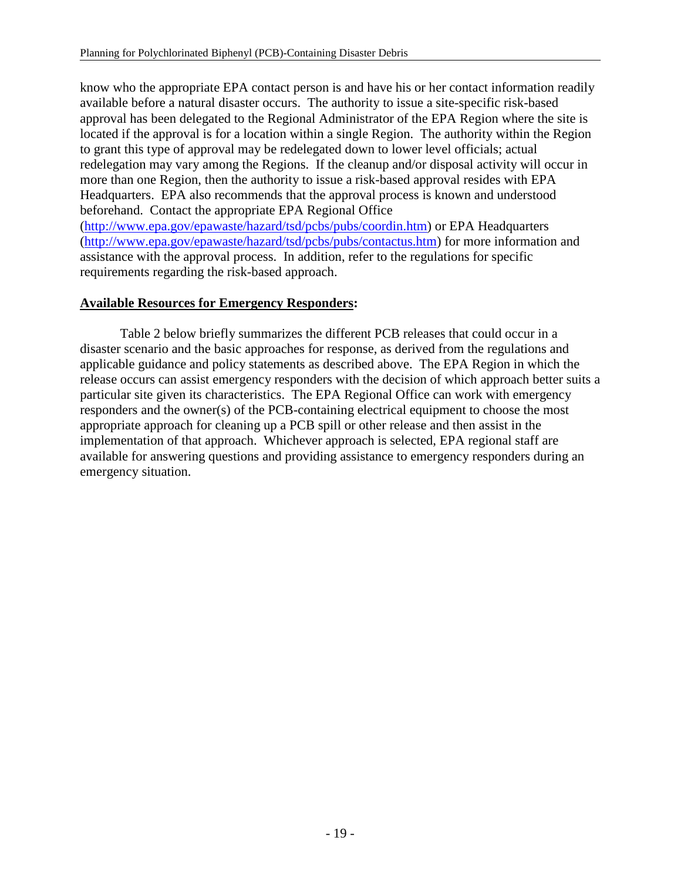know who the appropriate EPA contact person is and have his or her contact information readily available before a natural disaster occurs. The authority to issue a site-specific risk-based approval has been delegated to the Regional Administrator of the EPA Region where the site is located if the approval is for a location within a single Region. The authority within the Region to grant this type of approval may be redelegated down to lower level officials; actual redelegation may vary among the Regions. If the cleanup and/or disposal activity will occur in more than one Region, then the authority to issue a risk-based approval resides with EPA Headquarters. EPA also recommends that the approval process is known and understood beforehand. Contact the appropriate EPA Regional Office (http://www.epa.gov/epawaste/hazard/tsd/pcbs/pubs/coordin.htm) or EPA Headquarters (http://www.epa.gov/epawaste/hazard/tsd/pcbs/pubs/contactus.htm) for more information and assistance with the approval process. In addition, refer to the regulations for specific requirements regarding the risk-based approach.

**Available Resources for Emergency Responders:**

Table 2 below briefly summarizes the different PCB releases that could occur in a disaster scenario and the basic approaches for response, as derived from the regulations and applicable guidance and policy statements as described above. The EPA Region in which the release occurs can assist emergency responders with the decision of which approach better suits a particular site given its characteristics. The EPA Regional Office can work with emergency responders and the owner(s) of the PCB-containing electrical equipment to choose the most appropriate approach for cleaning up a PCB spill or other release and then assist in the implementation of that approach. Whichever approach is selected, EPA regional staff are available for answering questions and providing assistance to emergency responders during an emergency situation.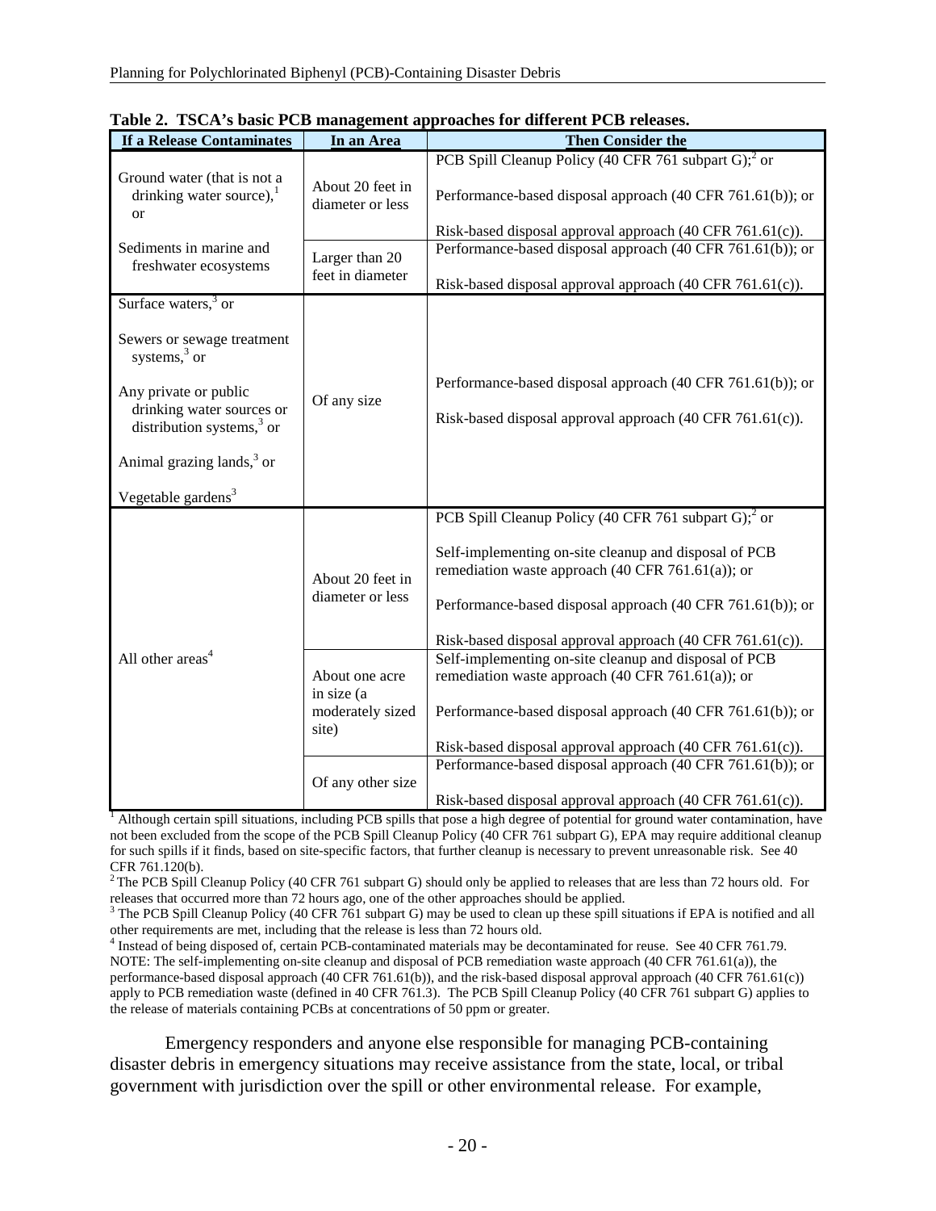**Table 2. TSCA's basic PCB management approaches for different PCB releases.**

| If a Release Contaminates | In an Area | Then Consider the |
|---|---|---|
| Ground water (that is not a drinking water source),[1] or<br><br>Sediments in marine and freshwater ecosystems | About 20 feet in diameter or less | PCB Spill Cleanup Policy (40 CFR 761 subpart G);[2] or<br><br>Performance-based disposal approach (40 CFR 761.61(b)); or<br><br>Risk-based disposal approval approach (40 CFR 761.61(c)). |
| | Larger than 20 feet in diameter | Performance-based disposal approach (40 CFR 761.61(b)); or<br><br>Risk-based disposal approval approach (40 CFR 761.61(c)). |
| Surface waters,[3] or<br><br>Sewers or sewage treatment systems,[3] or<br><br>Any private or public drinking water sources or distribution systems,[3] or<br><br>Animal grazing lands,[3] or<br><br>Vegetable gardens[3] | Of any size | Performance-based disposal approach (40 CFR 761.61(b)); or<br><br>Risk-based disposal approval approach (40 CFR 761.61(c)). |
| All other areas[4] | About 20 feet in diameter or less | PCB Spill Cleanup Policy (40 CFR 761 subpart G);[2] or<br><br>Self-implementing on-site cleanup and disposal of PCB remediation waste approach (40 CFR 761.61(a)); or<br><br>Performance-based disposal approach (40 CFR 761.61(b)); or<br><br>Risk-based disposal approval approach (40 CFR 761.61(c)). |
| | About one acre in size (a moderately sized site) | Self-implementing on-site cleanup and disposal of PCB remediation waste approach (40 CFR 761.61(a)); or<br><br>Performance-based disposal approach (40 CFR 761.61(b)); or<br><br>Risk-based disposal approval approach (40 CFR 761.61(c)). |
| | Of any other size | Performance-based disposal approach (40 CFR 761.61(b)); or<br><br>Risk-based disposal approval approach (40 CFR 761.61(c)). |

[1] Although certain spill situations, including PCB spills that pose a high degree of potential for ground water contamination, have not been excluded from the scope of the PCB Spill Cleanup Policy (40 CFR 761 subpart G), EPA may require additional cleanup for such spills if it finds, based on site-specific factors, that further cleanup is necessary to prevent unreasonable risk. See 40 CFR 761.120(b).

[2] The PCB Spill Cleanup Policy (40 CFR 761 subpart G) should only be applied to releases that are less than 72 hours old. For releases that occurred more than 72 hours ago, one of the other approaches should be applied.

[3] The PCB Spill Cleanup Policy (40 CFR 761 subpart G) may be used to clean up these spill situations if EPA is notified and all other requirements are met, including that the release is less than 72 hours old.

[4] Instead of being disposed of, certain PCB-contaminated materials may be decontaminated for reuse. See 40 CFR 761.79.

NOTE: The self-implementing on-site cleanup and disposal of PCB remediation waste approach (40 CFR 761.61(a)), the performance-based disposal approach (40 CFR 761.61(b)), and the risk-based disposal approval approach (40 CFR 761.61(c)) apply to PCB remediation waste (defined in 40 CFR 761.3). The PCB Spill Cleanup Policy (40 CFR 761 subpart G) applies to the release of materials containing PCBs at concentrations of 50 ppm or greater.

Emergency responders and anyone else responsible for managing PCB-containing disaster debris in emergency situations may receive assistance from the state, local, or tribal government with jurisdiction over the spill or other environmental release. For example,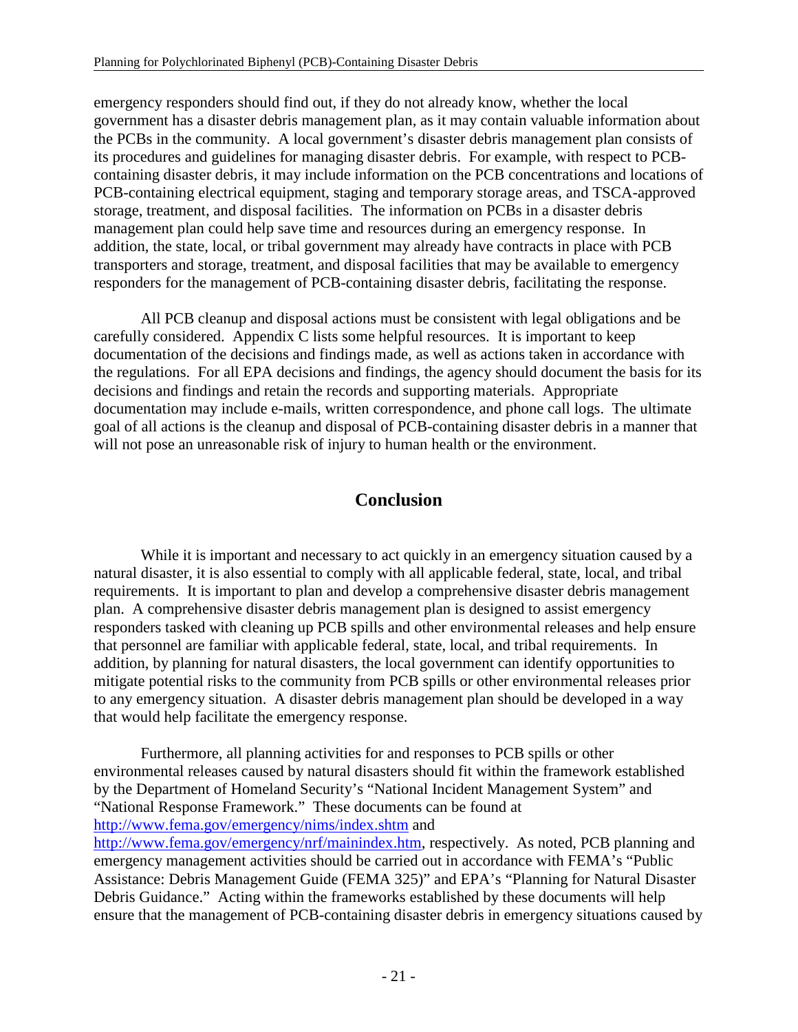emergency responders should find out, if they do not already know, whether the local government has a disaster debris management plan, as it may contain valuable information about the PCBs in the community. A local government's disaster debris management plan consists of its procedures and guidelines for managing disaster debris. For example, with respect to PCB-containing disaster debris, it may include information on the PCB concentrations and locations of PCB-containing electrical equipment, staging and temporary storage areas, and TSCA-approved storage, treatment, and disposal facilities. The information on PCBs in a disaster debris management plan could help save time and resources during an emergency response. In addition, the state, local, or tribal government may already have contracts in place with PCB transporters and storage, treatment, and disposal facilities that may be available to emergency responders for the management of PCB-containing disaster debris, facilitating the response.

All PCB cleanup and disposal actions must be consistent with legal obligations and be carefully considered. Appendix C lists some helpful resources. It is important to keep documentation of the decisions and findings made, as well as actions taken in accordance with the regulations. For all EPA decisions and findings, the agency should document the basis for its decisions and findings and retain the records and supporting materials. Appropriate documentation may include e-mails, written correspondence, and phone call logs. The ultimate goal of all actions is the cleanup and disposal of PCB-containing disaster debris in a manner that will not pose an unreasonable risk of injury to human health or the environment.

## Conclusion

While it is important and necessary to act quickly in an emergency situation caused by a natural disaster, it is also essential to comply with all applicable federal, state, local, and tribal requirements. It is important to plan and develop a comprehensive disaster debris management plan. A comprehensive disaster debris management plan is designed to assist emergency responders tasked with cleaning up PCB spills and other environmental releases and help ensure that personnel are familiar with applicable federal, state, local, and tribal requirements. In addition, by planning for natural disasters, the local government can identify opportunities to mitigate potential risks to the community from PCB spills or other environmental releases prior to any emergency situation. A disaster debris management plan should be developed in a way that would help facilitate the emergency response.

Furthermore, all planning activities for and responses to PCB spills or other environmental releases caused by natural disasters should fit within the framework established by the Department of Homeland Security's "National Incident Management System" and "National Response Framework." These documents can be found at http://www.fema.gov/emergency/nims/index.shtm and http://www.fema.gov/emergency/nrf/mainindex.htm, respectively. As noted, PCB planning and emergency management activities should be carried out in accordance with FEMA's "Public Assistance: Debris Management Guide (FEMA 325)" and EPA's "Planning for Natural Disaster Debris Guidance." Acting within the frameworks established by these documents will help ensure that the management of PCB-containing disaster debris in emergency situations caused by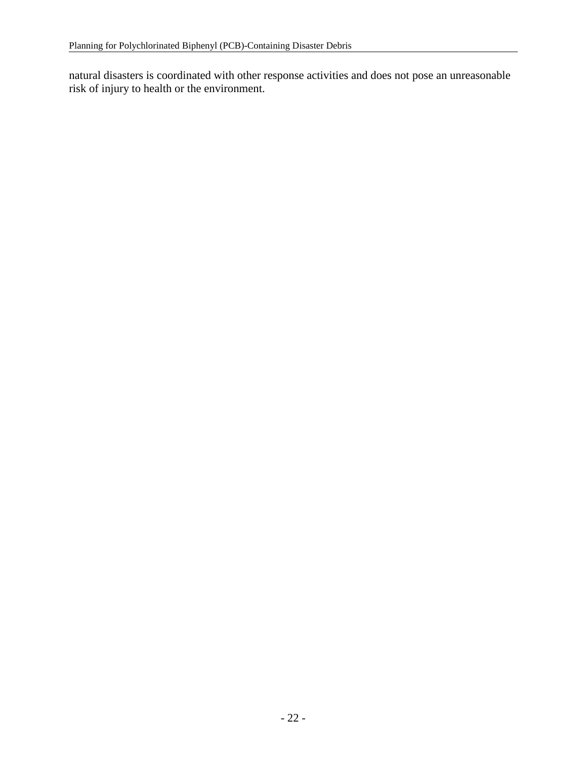natural disasters is coordinated with other response activities and does not pose an unreasonable risk of injury to health or the environment.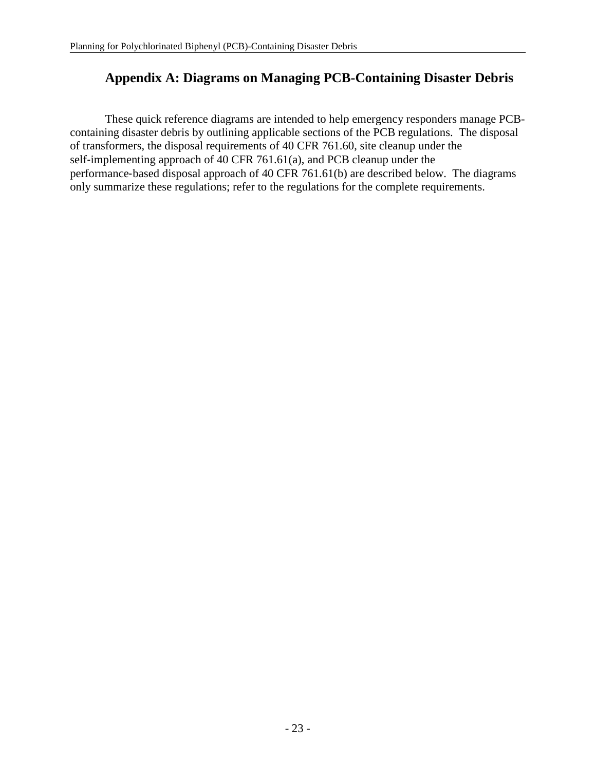# Appendix A: Diagrams on Managing PCB-Containing Disaster Debris

These quick reference diagrams are intended to help emergency responders manage PCB-containing disaster debris by outlining applicable sections of the PCB regulations. The disposal of transformers, the disposal requirements of 40 CFR 761.60, site cleanup under the self-implementing approach of 40 CFR 761.61(a), and PCB cleanup under the performance-based disposal approach of 40 CFR 761.61(b) are described below. The diagrams only summarize these regulations; refer to the regulations for the complete requirements.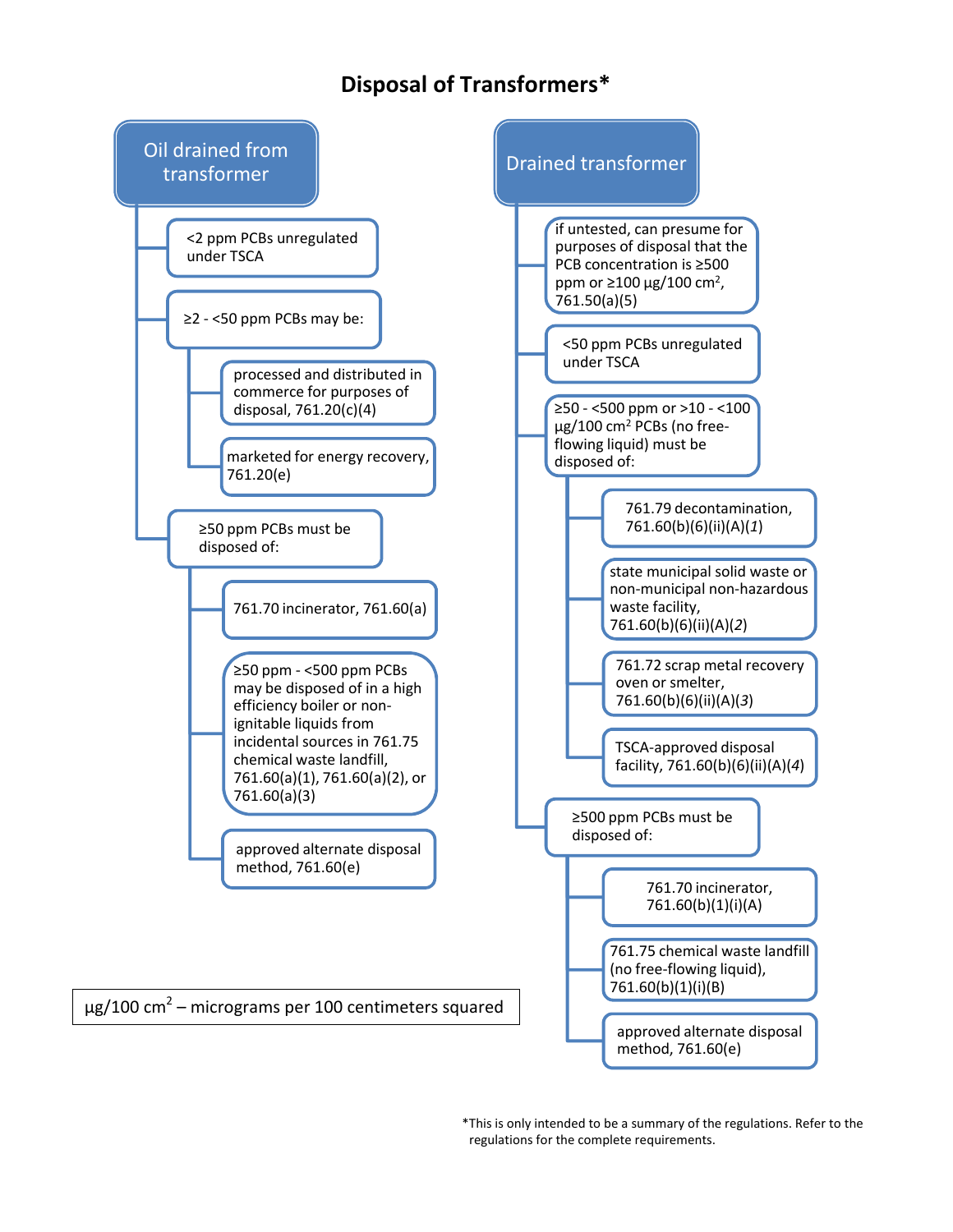# Disposal of Transformers*

## Oil drained from transformer

- <2 ppm PCBs unregulated under TSCA
- ≥2 - <50 ppm PCBs may be:
  - processed and distributed in commerce for purposes of disposal, 761.20(c)(4)
  - marketed for energy recovery, 761.20(e)
- ≥50 ppm PCBs must be disposed of:
  - 761.70 incinerator, 761.60(a)
  - ≥50 ppm - <500 ppm PCBs may be disposed of in a high efficiency boiler or non-ignitable liquids from incidental sources in 761.75 chemical waste landfill, 761.60(a)(1), 761.60(a)(2), or 761.60(a)(3)
  - approved alternate disposal method, 761.60(e)

## Drained transformer

- if untested, can presume for purposes of disposal that the PCB concentration is ≥500 ppm or ≥100 μg/100 cm$^2$, 761.50(a)(5)
- <50 ppm PCBs unregulated under TSCA
- ≥50 - <500 ppm or >10 - <100 μg/100 cm$^2$ PCBs (no free-flowing liquid) must be disposed of:
  - 761.79 decontamination, 761.60(b)(6)(ii)(A)(*1*)
  - state municipal solid waste or non-municipal non-hazardous waste facility, 761.60(b)(6)(ii)(A)(*2*)
  - 761.72 scrap metal recovery oven or smelter, 761.60(b)(6)(ii)(A)(*3*)
  - TSCA-approved disposal facility, 761.60(b)(6)(ii)(A)(*4*)
- ≥500 ppm PCBs must be disposed of:
  - 761.70 incinerator, 761.60(b)(1)(i)(A)
  - 761.75 chemical waste landfill (no free-flowing liquid), 761.60(b)(1)(i)(B)
  - approved alternate disposal method, 761.60(e)

μg/100 cm$^2$ – micrograms per 100 centimeters squared

*This is only intended to be a summary of the regulations. Refer to the regulations for the complete requirements.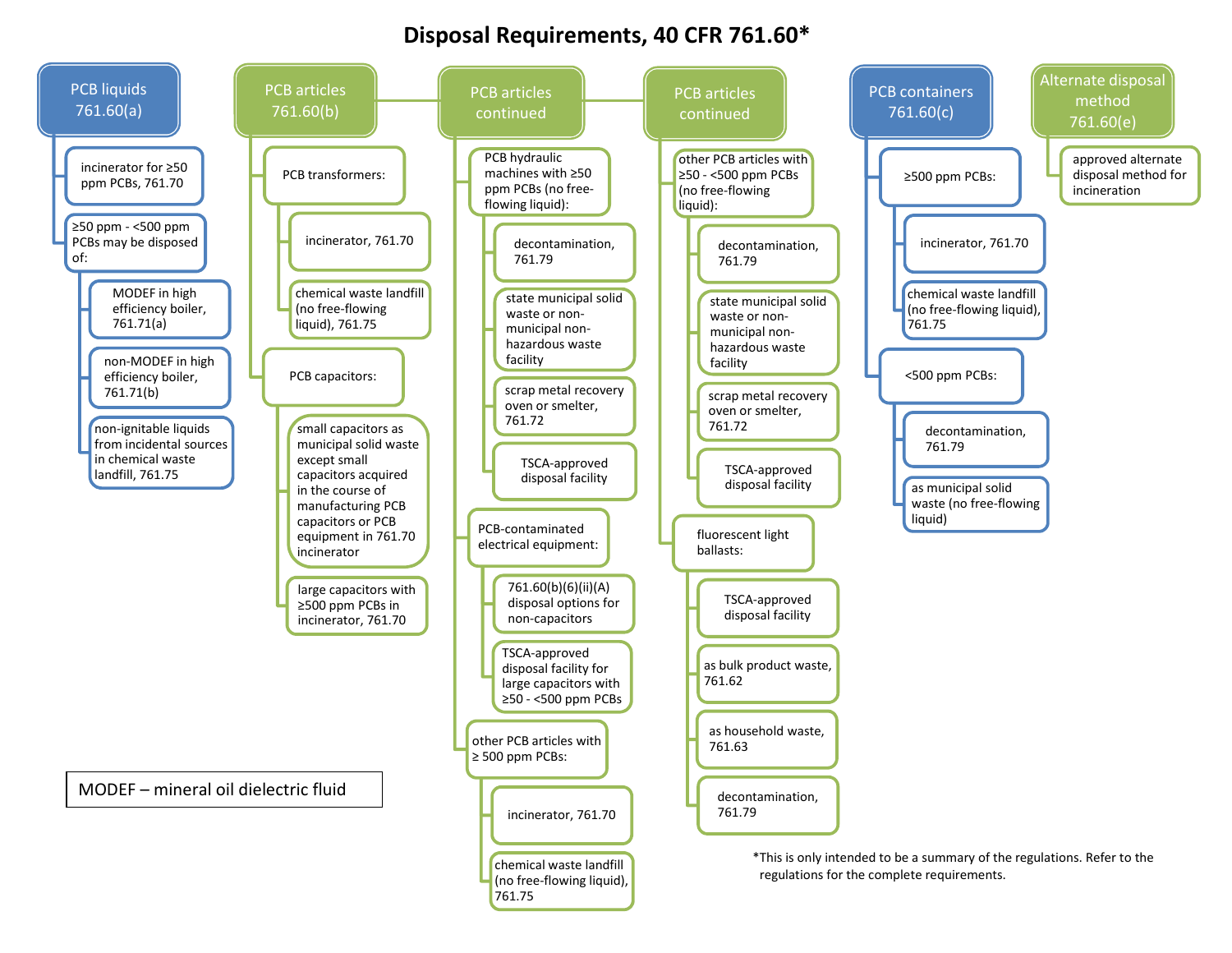# Disposal Requirements, 40 CFR 761.60*

## PCB liquids 761.60(a)

- incinerator for ≥50 ppm PCBs, 761.70
- ≥50 ppm - <500 ppm PCBs may be disposed of:
  - MODEF in high efficiency boiler, 761.71(a)
  - non-MODEF in high efficiency boiler, 761.71(b)
  - non-ignitable liquids from incidental sources in chemical waste landfill, 761.75

## PCB articles 761.60(b)

- PCB transformers:
  - incinerator, 761.70
  - chemical waste landfill (no free-flowing liquid), 761.75
- PCB capacitors:
  - small capacitors as municipal solid waste except small capacitors acquired in the course of manufacturing PCB capacitors or PCB equipment in 761.70 incinerator
  - large capacitors with ≥500 ppm PCBs in incinerator, 761.70

## PCB articles continued

- PCB hydraulic machines with ≥50 ppm PCBs (no free-flowing liquid):
  - decontamination, 761.79
  - state municipal solid waste or non-municipal non-hazardous waste facility
  - scrap metal recovery oven or smelter, 761.72
  - TSCA-approved disposal facility
- PCB-contaminated electrical equipment:
  - 761.60(b)(6)(ii)(A) disposal options for non-capacitors
  - TSCA-approved disposal facility for large capacitors with ≥50 - <500 ppm PCBs
- other PCB articles with ≥ 500 ppm PCBs:
  - incinerator, 761.70
  - chemical waste landfill (no free-flowing liquid), 761.75

## PCB articles continued

- other PCB articles with ≥50 - <500 ppm PCBs (no free-flowing liquid):
  - decontamination, 761.79
  - state municipal solid waste or non-municipal non-hazardous waste facility
  - scrap metal recovery oven or smelter, 761.72
  - TSCA-approved disposal facility
- fluorescent light ballasts:
  - TSCA-approved disposal facility
  - as bulk product waste, 761.62
  - as household waste, 761.63
  - decontamination, 761.79

## PCB containers 761.60(c)

- ≥500 ppm PCBs:
  - incinerator, 761.70
  - chemical waste landfill (no free-flowing liquid), 761.75
- <500 ppm PCBs:
  - decontamination, 761.79
  - as municipal solid waste (no free-flowing liquid)

## Alternate disposal method 761.60(e)

- approved alternate disposal method for incineration

MODEF – mineral oil dielectric fluid

*This is only intended to be a summary of the regulations. Refer to the regulations for the complete requirements.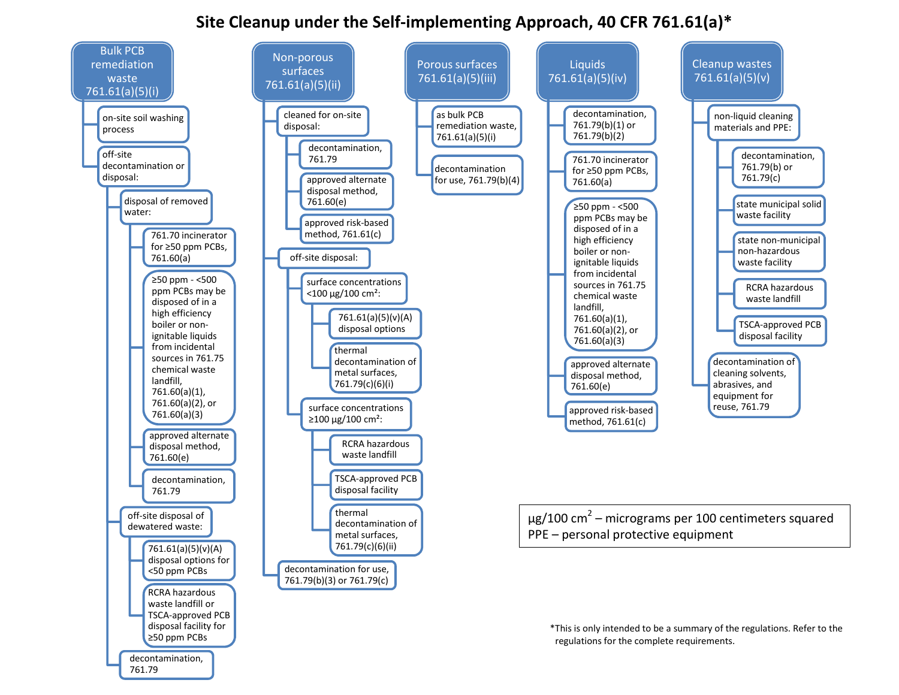# Site Cleanup under the Self-implementing Approach, 40 CFR 761.61(a)*

## Bulk PCB remediation waste 761.61(a)(5)(i)

- on-site soil washing process
- off-site decontamination or disposal:
  - disposal of removed water:
    - 761.70 incinerator for ≥50 ppm PCBs, 761.60(a)
    - ≥50 ppm - <500 ppm PCBs may be disposed of in a high efficiency boiler or non-ignitable liquids from incidental sources in 761.75 chemical waste landfill, 761.60(a)(1), 761.60(a)(2), or 761.60(a)(3)
    - approved alternate disposal method, 761.60(e)
    - decontamination, 761.79
  - off-site disposal of dewatered waste:
    - 761.61(a)(5)(v)(A) disposal options for <50 ppm PCBs
    - RCRA hazardous waste landfill or TSCA-approved PCB disposal facility for ≥50 ppm PCBs
  - decontamination, 761.79

## Non-porous surfaces 761.61(a)(5)(ii)

- cleaned for on-site disposal:
  - decontamination, 761.79
  - approved alternate disposal method, 761.60(e)
  - approved risk-based method, 761.61(c)
- off-site disposal:
  - surface concentrations <100 µg/100 cm²:
    - 761.61(a)(5)(v)(A) disposal options
    - thermal decontamination of metal surfaces, 761.79(c)(6)(i)
  - surface concentrations ≥100 µg/100 cm²:
    - RCRA hazardous waste landfill
    - TSCA-approved PCB disposal facility
    - thermal decontamination of metal surfaces, 761.79(c)(6)(ii)
- decontamination for use, 761.79(b)(3) or 761.79(c)

## Porous surfaces 761.61(a)(5)(iii)

- as bulk PCB remediation waste, 761.61(a)(5)(i)
- decontamination for use, 761.79(b)(4)

## Liquids 761.61(a)(5)(iv)

- decontamination, 761.79(b)(1) or 761.79(b)(2)
- 761.70 incinerator for ≥50 ppm PCBs, 761.60(a)
- ≥50 ppm - <500 ppm PCBs may be disposed of in a high efficiency boiler or non-ignitable liquids from incidental sources in 761.75 chemical waste landfill, 761.60(a)(1), 761.60(a)(2), or 761.60(a)(3)
- approved alternate disposal method, 761.60(e)
- approved risk-based method, 761.61(c)

## Cleanup wastes 761.61(a)(5)(v)

- non-liquid cleaning materials and PPE:
  - decontamination, 761.79(b) or 761.79(c)
  - state municipal solid waste facility
  - state non-municipal non-hazardous waste facility
  - RCRA hazardous waste landfill
  - TSCA-approved PCB disposal facility
- decontamination of cleaning solvents, abrasives, and equipment for reuse, 761.79

µg/100 cm² – micrograms per 100 centimeters squared
PPE – personal protective equipment

*This is only intended to be a summary of the regulations. Refer to the regulations for the complete requirements.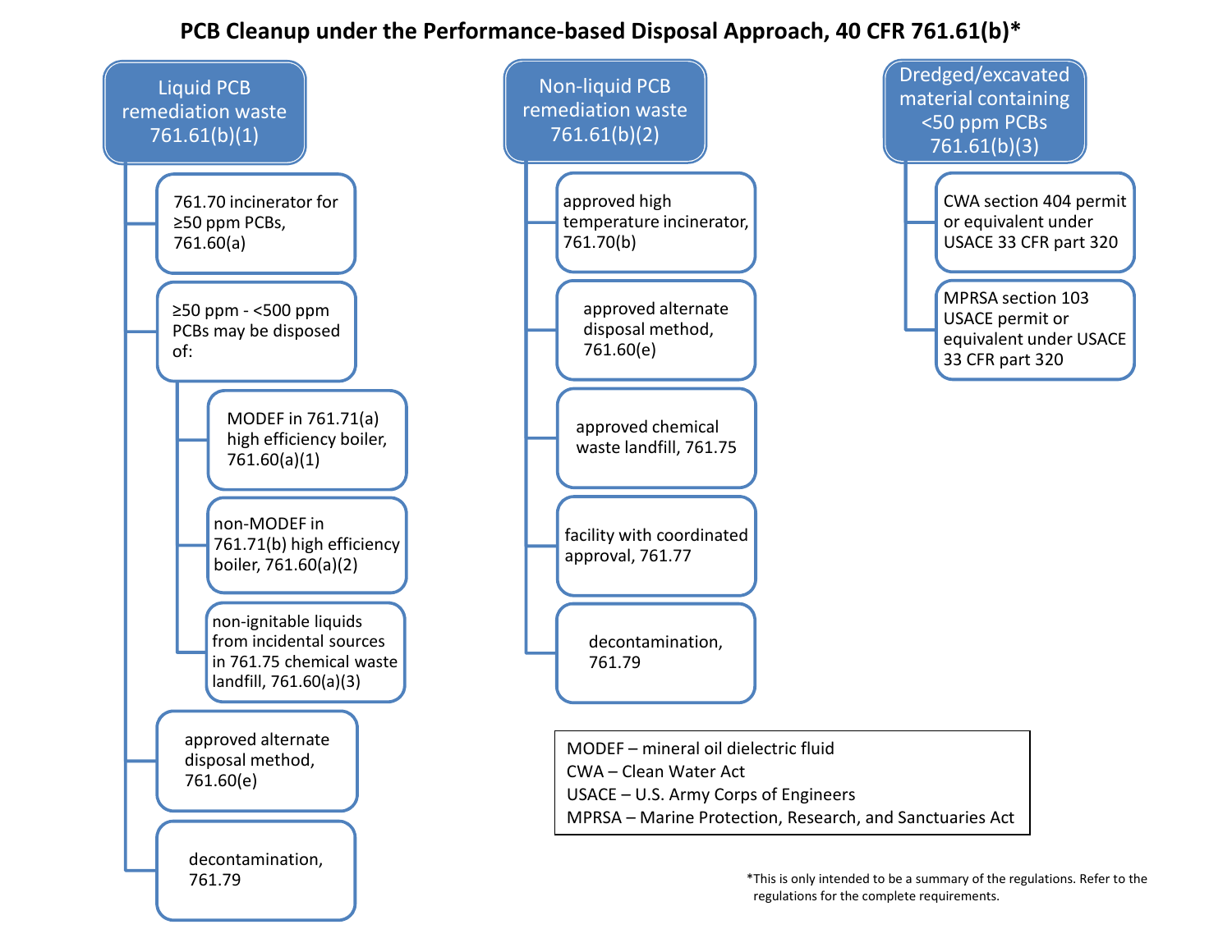# PCB Cleanup under the Performance-based Disposal Approach, 40 CFR 761.61(b)*

## Liquid PCB remediation waste 761.61(b)(1)

- 761.70 incinerator for ≥50 ppm PCBs, 761.60(a)
- ≥50 ppm - <500 ppm PCBs may be disposed of:
  - MODEF in 761.71(a) high efficiency boiler, 761.60(a)(1)
  - non-MODEF in 761.71(b) high efficiency boiler, 761.60(a)(2)
  - non-ignitable liquids from incidental sources in 761.75 chemical waste landfill, 761.60(a)(3)
- approved alternate disposal method, 761.60(e)
- decontamination, 761.79

## Non-liquid PCB remediation waste 761.61(b)(2)

- approved high temperature incinerator, 761.70(b)
- approved alternate disposal method, 761.60(e)
- approved chemical waste landfill, 761.75
- facility with coordinated approval, 761.77
- decontamination, 761.79

## Dredged/excavated material containing <50 ppm PCBs 761.61(b)(3)

- CWA section 404 permit or equivalent under USACE 33 CFR part 320
- MPRSA section 103 USACE permit or equivalent under USACE 33 CFR part 320

MODEF – mineral oil dielectric fluid
CWA – Clean Water Act
USACE – U.S. Army Corps of Engineers
MPRSA – Marine Protection, Research, and Sanctuaries Act

*This is only intended to be a summary of the regulations. Refer to the regulations for the complete requirements.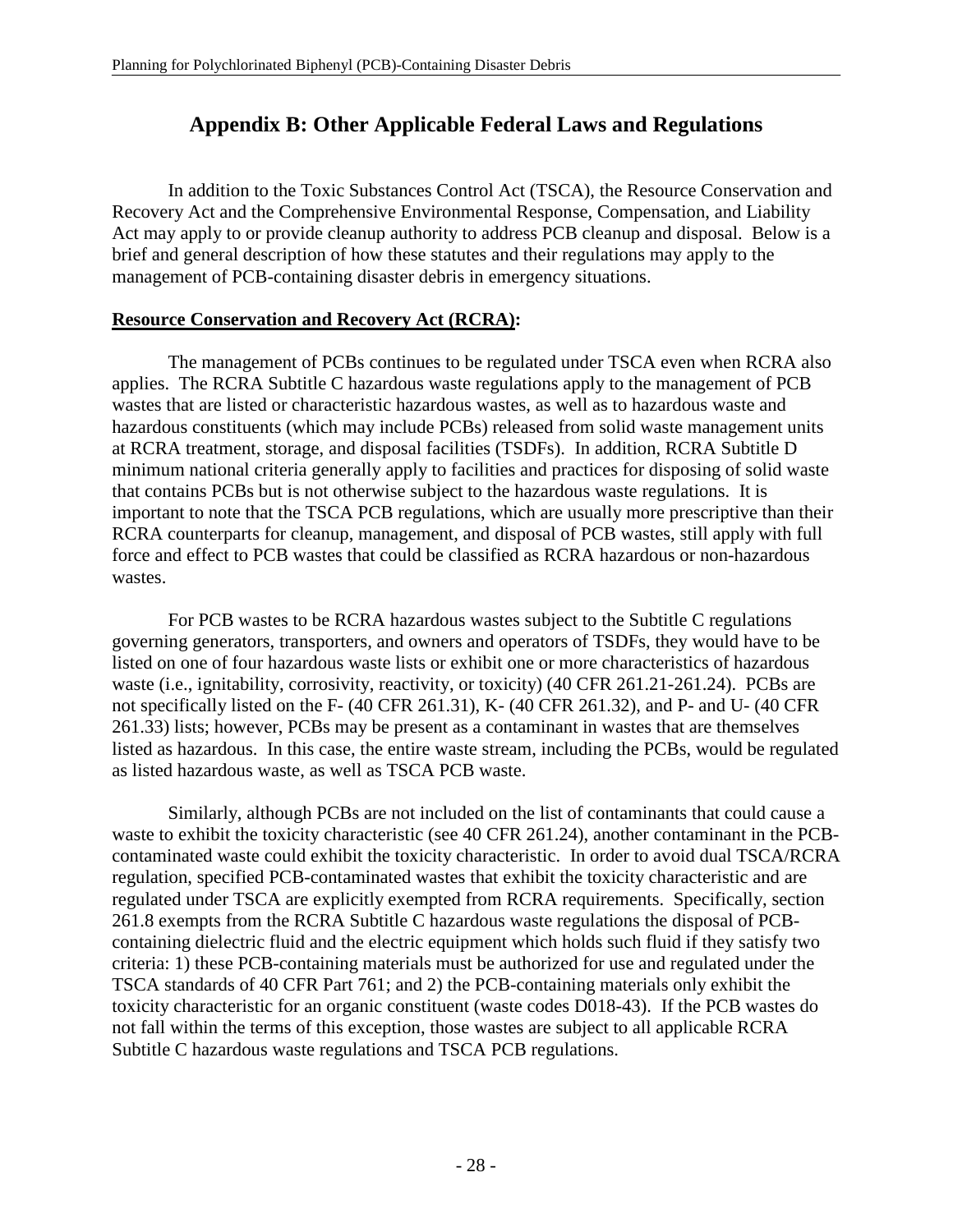# Appendix B: Other Applicable Federal Laws and Regulations

In addition to the Toxic Substances Control Act (TSCA), the Resource Conservation and Recovery Act and the Comprehensive Environmental Response, Compensation, and Liability Act may apply to or provide cleanup authority to address PCB cleanup and disposal. Below is a brief and general description of how these statutes and their regulations may apply to the management of PCB-containing disaster debris in emergency situations.

**Resource Conservation and Recovery Act (RCRA):**

The management of PCBs continues to be regulated under TSCA even when RCRA also applies. The RCRA Subtitle C hazardous waste regulations apply to the management of PCB wastes that are listed or characteristic hazardous wastes, as well as to hazardous waste and hazardous constituents (which may include PCBs) released from solid waste management units at RCRA treatment, storage, and disposal facilities (TSDFs). In addition, RCRA Subtitle D minimum national criteria generally apply to facilities and practices for disposing of solid waste that contains PCBs but is not otherwise subject to the hazardous waste regulations. It is important to note that the TSCA PCB regulations, which are usually more prescriptive than their RCRA counterparts for cleanup, management, and disposal of PCB wastes, still apply with full force and effect to PCB wastes that could be classified as RCRA hazardous or non-hazardous wastes.

For PCB wastes to be RCRA hazardous wastes subject to the Subtitle C regulations governing generators, transporters, and owners and operators of TSDFs, they would have to be listed on one of four hazardous waste lists or exhibit one or more characteristics of hazardous waste (i.e., ignitability, corrosivity, reactivity, or toxicity) (40 CFR 261.21-261.24). PCBs are not specifically listed on the F- (40 CFR 261.31), K- (40 CFR 261.32), and P- and U- (40 CFR 261.33) lists; however, PCBs may be present as a contaminant in wastes that are themselves listed as hazardous. In this case, the entire waste stream, including the PCBs, would be regulated as listed hazardous waste, as well as TSCA PCB waste.

Similarly, although PCBs are not included on the list of contaminants that could cause a waste to exhibit the toxicity characteristic (see 40 CFR 261.24), another contaminant in the PCB-contaminated waste could exhibit the toxicity characteristic. In order to avoid dual TSCA/RCRA regulation, specified PCB-contaminated wastes that exhibit the toxicity characteristic and are regulated under TSCA are explicitly exempted from RCRA requirements. Specifically, section 261.8 exempts from the RCRA Subtitle C hazardous waste regulations the disposal of PCB-containing dielectric fluid and the electric equipment which holds such fluid if they satisfy two criteria: 1) these PCB-containing materials must be authorized for use and regulated under the TSCA standards of 40 CFR Part 761; and 2) the PCB-containing materials only exhibit the toxicity characteristic for an organic constituent (waste codes D018-43). If the PCB wastes do not fall within the terms of this exception, those wastes are subject to all applicable RCRA Subtitle C hazardous waste regulations and TSCA PCB regulations.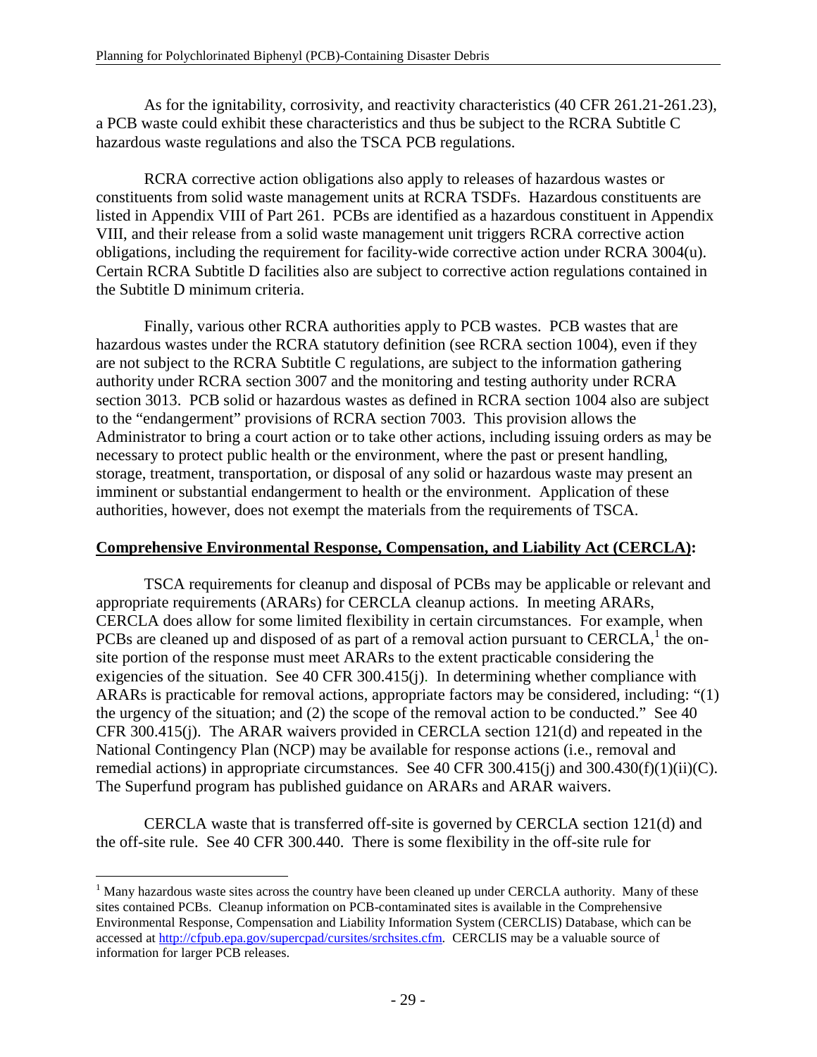As for the ignitability, corrosivity, and reactivity characteristics (40 CFR 261.21-261.23), a PCB waste could exhibit these characteristics and thus be subject to the RCRA Subtitle C hazardous waste regulations and also the TSCA PCB regulations.

RCRA corrective action obligations also apply to releases of hazardous wastes or constituents from solid waste management units at RCRA TSDFs. Hazardous constituents are listed in Appendix VIII of Part 261. PCBs are identified as a hazardous constituent in Appendix VIII, and their release from a solid waste management unit triggers RCRA corrective action obligations, including the requirement for facility-wide corrective action under RCRA 3004(u). Certain RCRA Subtitle D facilities also are subject to corrective action regulations contained in the Subtitle D minimum criteria.

Finally, various other RCRA authorities apply to PCB wastes. PCB wastes that are hazardous wastes under the RCRA statutory definition (see RCRA section 1004), even if they are not subject to the RCRA Subtitle C regulations, are subject to the information gathering authority under RCRA section 3007 and the monitoring and testing authority under RCRA section 3013. PCB solid or hazardous wastes as defined in RCRA section 1004 also are subject to the "endangerment" provisions of RCRA section 7003. This provision allows the Administrator to bring a court action or to take other actions, including issuing orders as may be necessary to protect public health or the environment, where the past or present handling, storage, treatment, transportation, or disposal of any solid or hazardous waste may present an imminent or substantial endangerment to health or the environment. Application of these authorities, however, does not exempt the materials from the requirements of TSCA.

**Comprehensive Environmental Response, Compensation, and Liability Act (CERCLA):**

TSCA requirements for cleanup and disposal of PCBs may be applicable or relevant and appropriate requirements (ARARs) for CERCLA cleanup actions. In meeting ARARs, CERCLA does allow for some limited flexibility in certain circumstances. For example, when PCBs are cleaned up and disposed of as part of a removal action pursuant to CERCLA,[1] the on-site portion of the response must meet ARARs to the extent practicable considering the exigencies of the situation. See 40 CFR 300.415(j). In determining whether compliance with ARARs is practicable for removal actions, appropriate factors may be considered, including: "(1) the urgency of the situation; and (2) the scope of the removal action to be conducted." See 40 CFR 300.415(j). The ARAR waivers provided in CERCLA section 121(d) and repeated in the National Contingency Plan (NCP) may be available for response actions (i.e., removal and remedial actions) in appropriate circumstances. See 40 CFR 300.415(j) and 300.430(f)(1)(ii)(C). The Superfund program has published guidance on ARARs and ARAR waivers.

CERCLA waste that is transferred off-site is governed by CERCLA section 121(d) and the off-site rule. See 40 CFR 300.440. There is some flexibility in the off-site rule for

---

[1] Many hazardous waste sites across the country have been cleaned up under CERCLA authority. Many of these sites contained PCBs. Cleanup information on PCB-contaminated sites is available in the Comprehensive Environmental Response, Compensation and Liability Information System (CERCLIS) Database, which can be accessed at http://cfpub.epa.gov/supercpad/cursites/srchsites.cfm. CERCLIS may be a valuable source of information for larger PCB releases.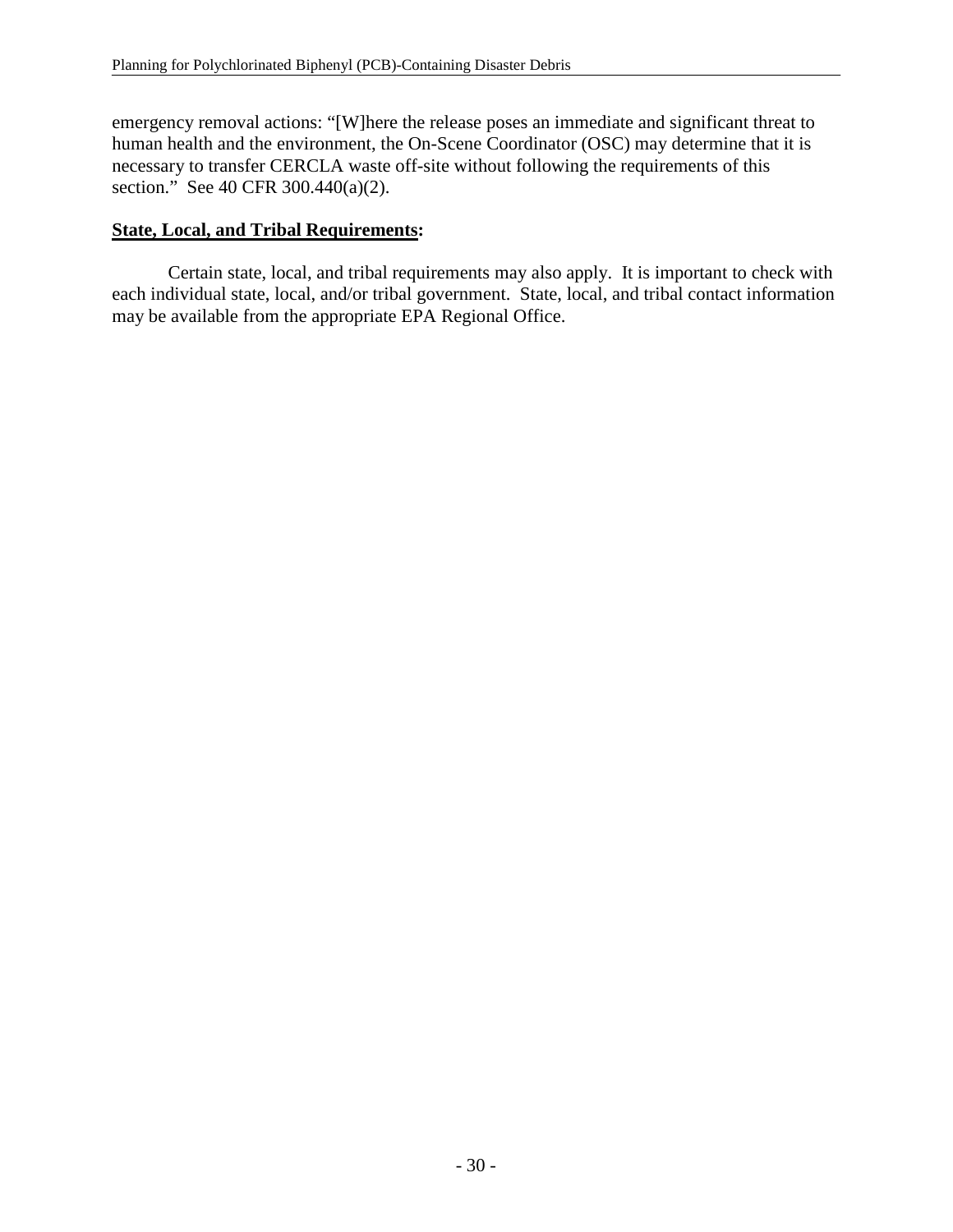emergency removal actions: "[W]here the release poses an immediate and significant threat to human health and the environment, the On-Scene Coordinator (OSC) may determine that it is necessary to transfer CERCLA waste off-site without following the requirements of this section." See 40 CFR 300.440(a)(2).

**State, Local, and Tribal Requirements:**

Certain state, local, and tribal requirements may also apply. It is important to check with each individual state, local, and/or tribal government. State, local, and tribal contact information may be available from the appropriate EPA Regional Office.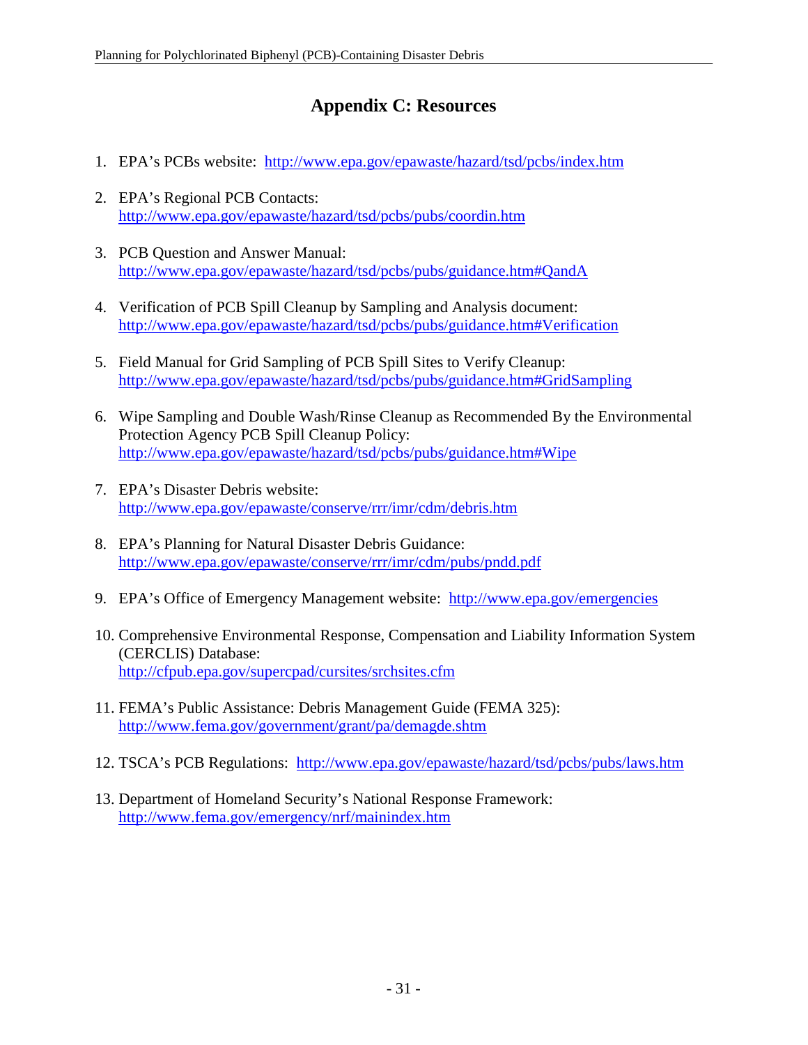# Appendix C: Resources

1. EPA's PCBs website: http://www.epa.gov/epawaste/hazard/tsd/pcbs/index.htm
2. EPA's Regional PCB Contacts: http://www.epa.gov/epawaste/hazard/tsd/pcbs/pubs/coordin.htm
3. PCB Question and Answer Manual: http://www.epa.gov/epawaste/hazard/tsd/pcbs/pubs/guidance.htm#QandA
4. Verification of PCB Spill Cleanup by Sampling and Analysis document: http://www.epa.gov/epawaste/hazard/tsd/pcbs/pubs/guidance.htm#Verification
5. Field Manual for Grid Sampling of PCB Spill Sites to Verify Cleanup: http://www.epa.gov/epawaste/hazard/tsd/pcbs/pubs/guidance.htm#GridSampling
6. Wipe Sampling and Double Wash/Rinse Cleanup as Recommended By the Environmental Protection Agency PCB Spill Cleanup Policy: http://www.epa.gov/epawaste/hazard/tsd/pcbs/pubs/guidance.htm#Wipe
7. EPA's Disaster Debris website: http://www.epa.gov/epawaste/conserve/rrr/imr/cdm/debris.htm
8. EPA's Planning for Natural Disaster Debris Guidance: http://www.epa.gov/epawaste/conserve/rrr/imr/cdm/pubs/pndd.pdf
9. EPA's Office of Emergency Management website: http://www.epa.gov/emergencies
10. Comprehensive Environmental Response, Compensation and Liability Information System (CERCLIS) Database: http://cfpub.epa.gov/supercpad/cursites/srchsites.cfm
11. FEMA's Public Assistance: Debris Management Guide (FEMA 325): http://www.fema.gov/government/grant/pa/demagde.shtm
12. TSCA's PCB Regulations: http://www.epa.gov/epawaste/hazard/tsd/pcbs/pubs/laws.htm
13. Department of Homeland Security's National Response Framework: http://www.fema.gov/emergency/nrf/mainindex.htm